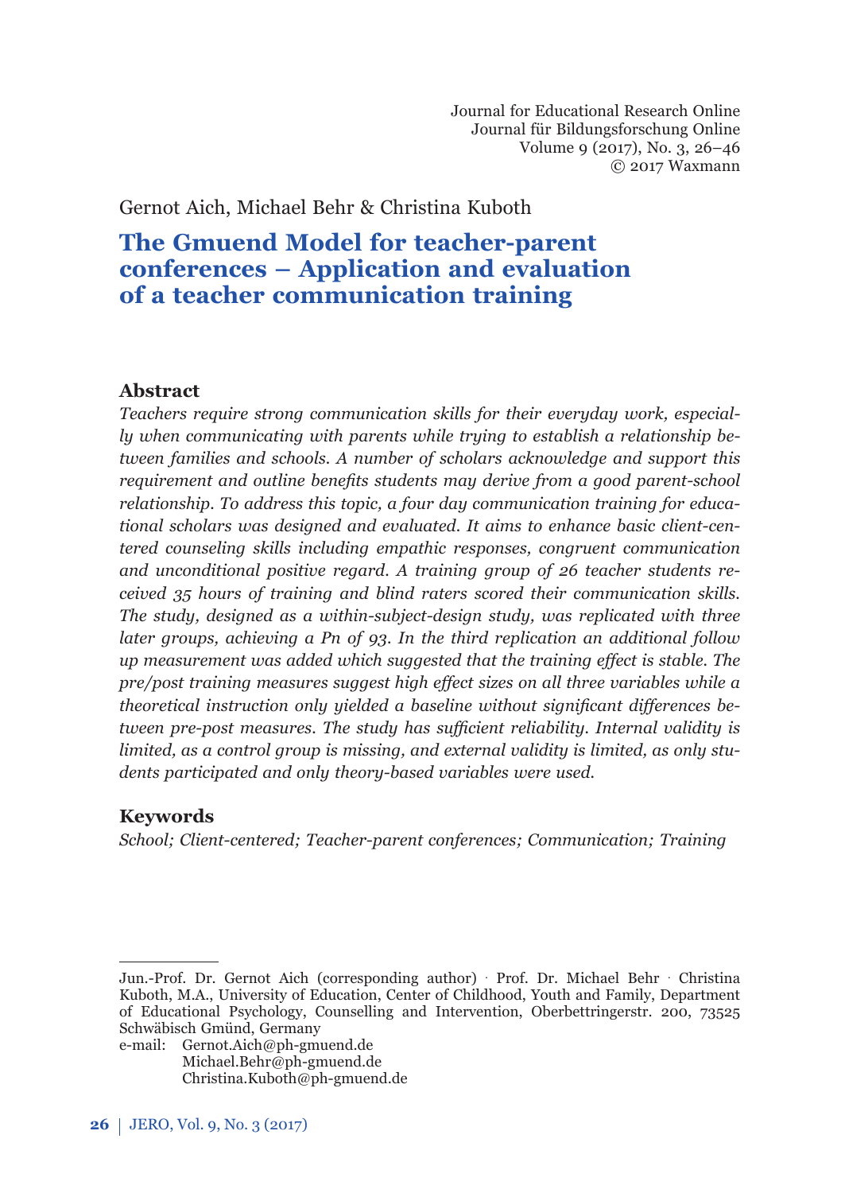Journal for Educational Research Online
Journal für Bildungsforschung Online
Volume 9 (2017), No. 3, 26–46
© 2017 Waxmann

Gernot Aich, Michael Behr & Christina Kuboth

# The Gmuend Model for teacher-parent conferences – Application and evaluation of a teacher communication training

## Abstract

*Teachers require strong communication skills for their everyday work, especially when communicating with parents while trying to establish a relationship between families and schools. A number of scholars acknowledge and support this requirement and outline benefits students may derive from a good parent-school relationship. To address this topic, a four day communication training for educational scholars was designed and evaluated. It aims to enhance basic client-centered counseling skills including empathic responses, congruent communication and unconditional positive regard. A training group of 26 teacher students received 35 hours of training and blind raters scored their communication skills. The study, designed as a within-subject-design study, was replicated with three later groups, achieving a Pn of 93. In the third replication an additional follow up measurement was added which suggested that the training effect is stable. The pre/post training measures suggest high effect sizes on all three variables while a theoretical instruction only yielded a baseline without significant differences between pre-post measures. The study has sufficient reliability. Internal validity is limited, as a control group is missing, and external validity is limited, as only students participated and only theory-based variables were used.*

## Keywords

*School; Client-centered; Teacher-parent conferences; Communication; Training*

---

Jun.-Prof. Dr. Gernot Aich (corresponding author) · Prof. Dr. Michael Behr · Christina Kuboth, M.A., University of Education, Center of Childhood, Youth and Family, Department of Educational Psychology, Counselling and Intervention, Oberbettringerstr. 200, 73525 Schwäbisch Gmünd, Germany

e-mail: Gernot.Aich@ph-gmuend.de
Michael.Behr@ph-gmuend.de
Christina.Kuboth@ph-gmuend.de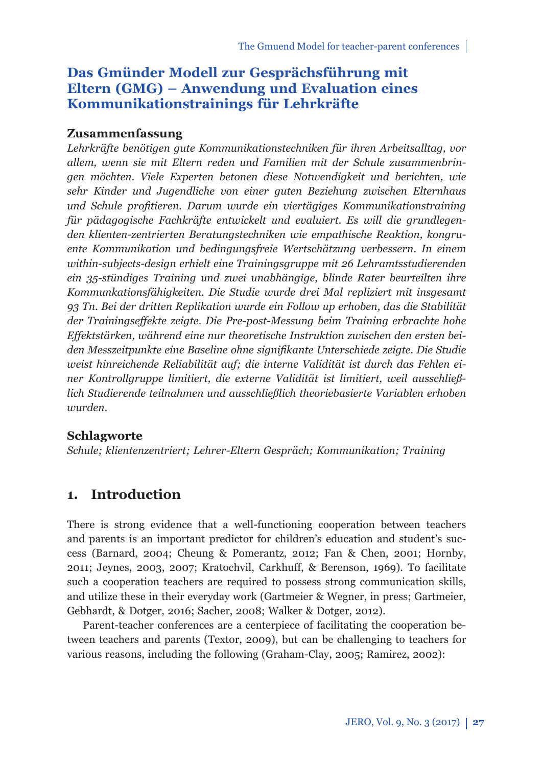## Das Gmünder Modell zur Gesprächsführung mit Eltern (GMG) – Anwendung und Evaluation eines Kommunikationstrainings für Lehrkräfte

### Zusammenfassung

*Lehrkräfte benötigen gute Kommunikationstechniken für ihren Arbeitsalltag, vor allem, wenn sie mit Eltern reden und Familien mit der Schule zusammenbringen möchten. Viele Experten betonen diese Notwendigkeit und berichten, wie sehr Kinder und Jugendliche von einer guten Beziehung zwischen Elternhaus und Schule profitieren. Darum wurde ein viertägiges Kommunikationstraining für pädagogische Fachkräfte entwickelt und evaluiert. Es will die grundlegenden klienten-zentrierten Beratungstechniken wie empathische Reaktion, kongruente Kommunikation und bedingungsfreie Wertschätzung verbessern. In einem within-subjects-design erhielt eine Trainingsgruppe mit 26 Lehramtsstudierenden ein 35-stündiges Training und zwei unabhängige, blinde Rater beurteilten ihre Kommunkationsfähigkeiten. Die Studie wurde drei Mal repliziert mit insgesamt 93 Tn. Bei der dritten Replikation wurde ein Follow up erhoben, das die Stabilität der Trainingseffekte zeigte. Die Pre-post-Messung beim Training erbrachte hohe Effektstärken, während eine nur theoretische Instruktion zwischen den ersten beiden Messzeitpunkte eine Baseline ohne signifikante Unterschiede zeigte. Die Studie weist hinreichende Reliabilität auf; die interne Validität ist durch das Fehlen einer Kontrollgruppe limitiert, die externe Validität ist limitiert, weil ausschließlich Studierende teilnahmen und ausschließlich theoriebasierte Variablen erhoben wurden.*

### Schlagworte

*Schule; klientenzentriert; Lehrer-Eltern Gespräch; Kommunikation; Training*

## 1. Introduction

There is strong evidence that a well-functioning cooperation between teachers and parents is an important predictor for children's education and student's success (Barnard, 2004; Cheung & Pomerantz, 2012; Fan & Chen, 2001; Hornby, 2011; Jeynes, 2003, 2007; Kratochvil, Carkhuff, & Berenson, 1969). To facilitate such a cooperation teachers are required to possess strong communication skills, and utilize these in their everyday work (Gartmeier & Wegner, in press; Gartmeier, Gebhardt, & Dotger, 2016; Sacher, 2008; Walker & Dotger, 2012).

Parent-teacher conferences are a centerpiece of facilitating the cooperation between teachers and parents (Textor, 2009), but can be challenging to teachers for various reasons, including the following (Graham-Clay, 2005; Ramirez, 2002):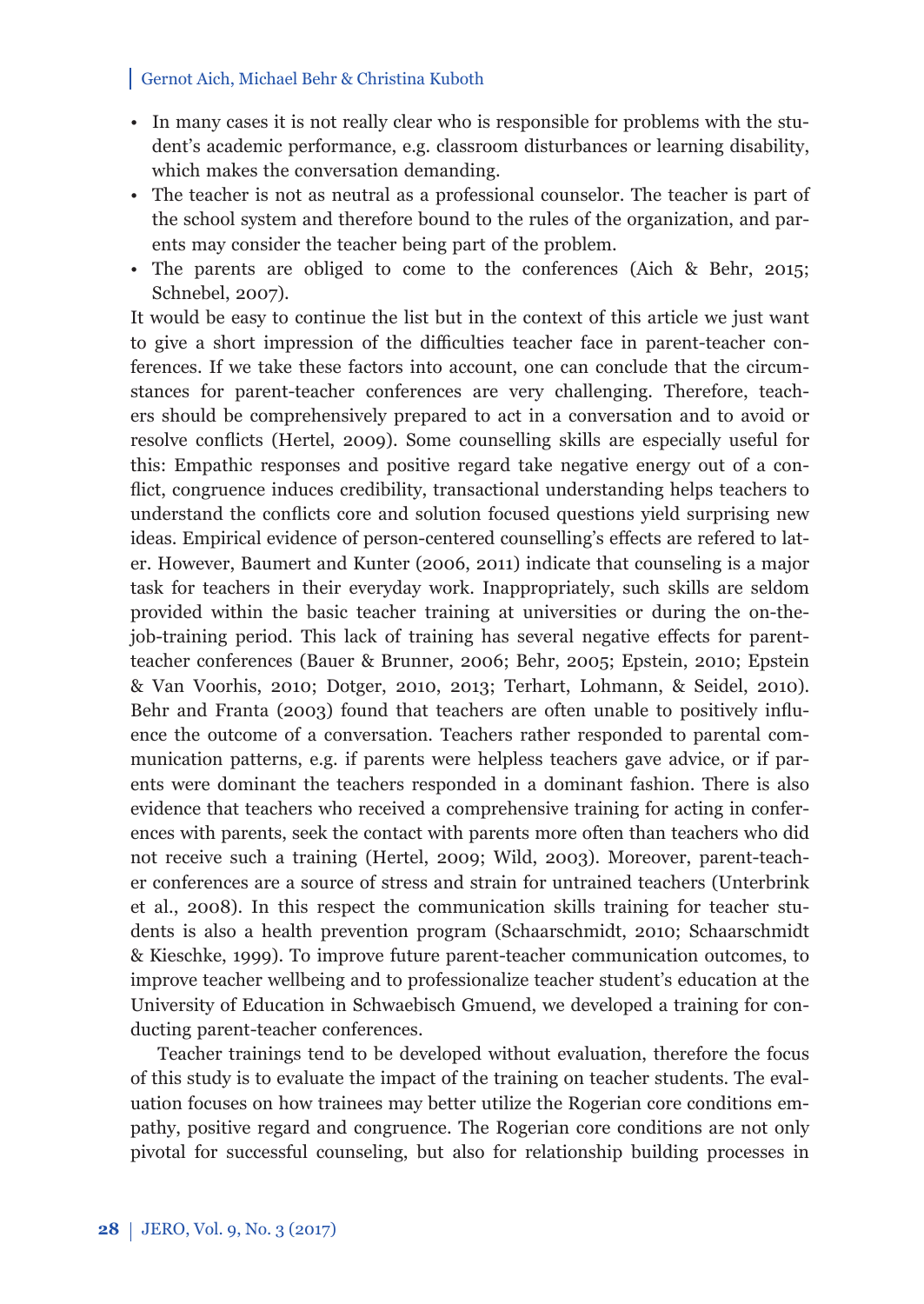- In many cases it is not really clear who is responsible for problems with the student's academic performance, e.g. classroom disturbances or learning disability, which makes the conversation demanding.
- The teacher is not as neutral as a professional counselor. The teacher is part of the school system and therefore bound to the rules of the organization, and parents may consider the teacher being part of the problem.
- The parents are obliged to come to the conferences (Aich & Behr, 2015; Schnebel, 2007).

It would be easy to continue the list but in the context of this article we just want to give a short impression of the difficulties teacher face in parent-teacher conferences. If we take these factors into account, one can conclude that the circumstances for parent-teacher conferences are very challenging. Therefore, teachers should be comprehensively prepared to act in a conversation and to avoid or resolve conflicts (Hertel, 2009). Some counselling skills are especially useful for this: Empathic responses and positive regard take negative energy out of a conflict, congruence induces credibility, transactional understanding helps teachers to understand the conflicts core and solution focused questions yield surprising new ideas. Empirical evidence of person-centered counselling's effects are refered to later. However, Baumert and Kunter (2006, 2011) indicate that counseling is a major task for teachers in their everyday work. Inappropriately, such skills are seldom provided within the basic teacher training at universities or during the on-the-job-training period. This lack of training has several negative effects for parent-teacher conferences (Bauer & Brunner, 2006; Behr, 2005; Epstein, 2010; Epstein & Van Voorhis, 2010; Dotger, 2010, 2013; Terhart, Lohmann, & Seidel, 2010). Behr and Franta (2003) found that teachers are often unable to positively influence the outcome of a conversation. Teachers rather responded to parental communication patterns, e.g. if parents were helpless teachers gave advice, or if parents were dominant the teachers responded in a dominant fashion. There is also evidence that teachers who received a comprehensive training for acting in conferences with parents, seek the contact with parents more often than teachers who did not receive such a training (Hertel, 2009; Wild, 2003). Moreover, parent-teacher conferences are a source of stress and strain for untrained teachers (Unterbrink et al., 2008). In this respect the communication skills training for teacher students is also a health prevention program (Schaarschmidt, 2010; Schaarschmidt & Kieschke, 1999). To improve future parent-teacher communication outcomes, to improve teacher wellbeing and to professionalize teacher student's education at the University of Education in Schwaebisch Gmuend, we developed a training for conducting parent-teacher conferences.

Teacher trainings tend to be developed without evaluation, therefore the focus of this study is to evaluate the impact of the training on teacher students. The evaluation focuses on how trainees may better utilize the Rogerian core conditions empathy, positive regard and congruence. The Rogerian core conditions are not only pivotal for successful counseling, but also for relationship building processes in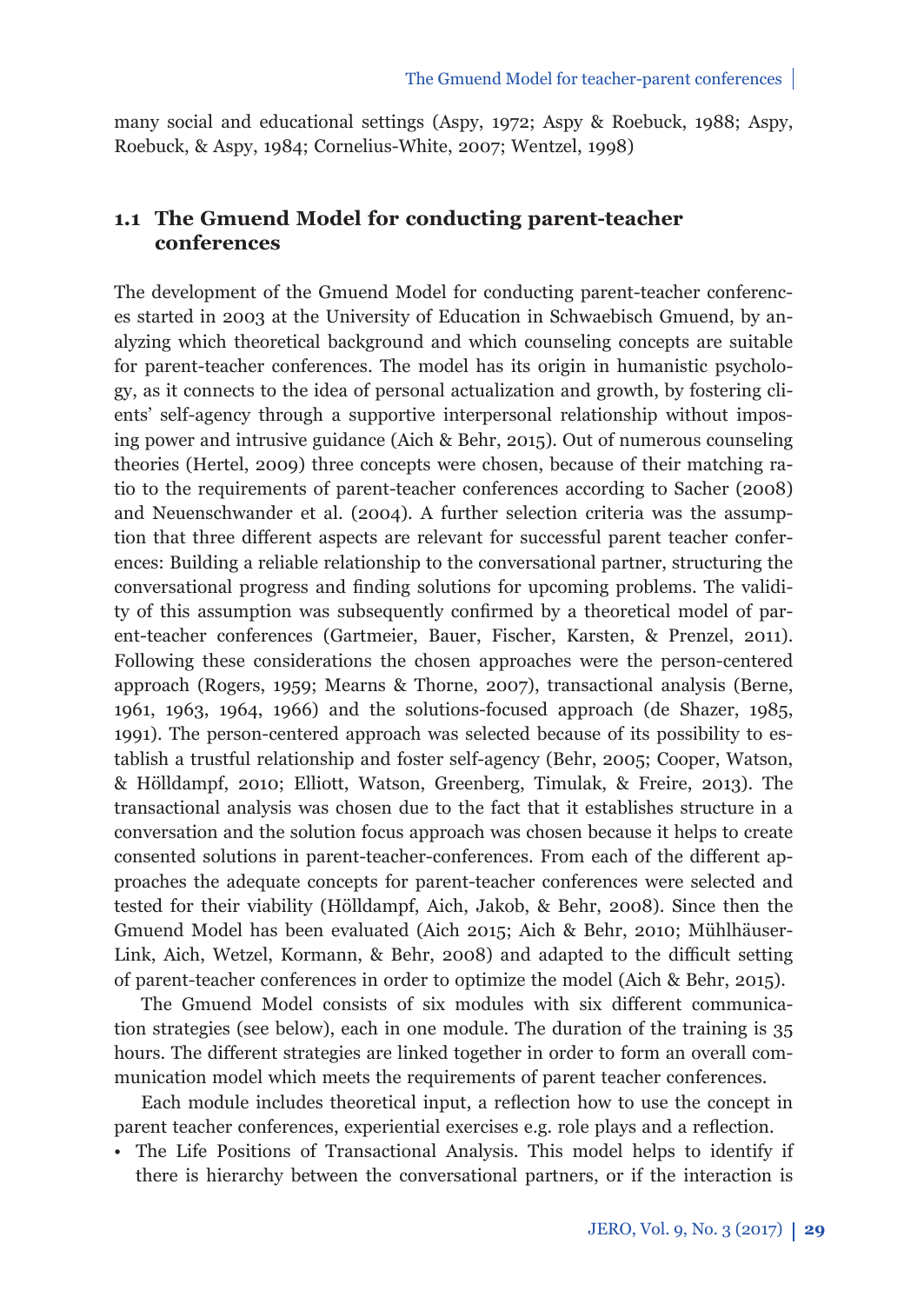many social and educational settings (Aspy, 1972; Aspy & Roebuck, 1988; Aspy, Roebuck, & Aspy, 1984; Cornelius-White, 2007; Wentzel, 1998)

## 1.1 The Gmuend Model for conducting parent-teacher conferences

The development of the Gmuend Model for conducting parent-teacher conferences started in 2003 at the University of Education in Schwaebisch Gmuend, by analyzing which theoretical background and which counseling concepts are suitable for parent-teacher conferences. The model has its origin in humanistic psychology, as it connects to the idea of personal actualization and growth, by fostering clients' self-agency through a supportive interpersonal relationship without imposing power and intrusive guidance (Aich & Behr, 2015). Out of numerous counseling theories (Hertel, 2009) three concepts were chosen, because of their matching ratio to the requirements of parent-teacher conferences according to Sacher (2008) and Neuenschwander et al. (2004). A further selection criteria was the assumption that three different aspects are relevant for successful parent teacher conferences: Building a reliable relationship to the conversational partner, structuring the conversational progress and finding solutions for upcoming problems. The validity of this assumption was subsequently confirmed by a theoretical model of parent-teacher conferences (Gartmeier, Bauer, Fischer, Karsten, & Prenzel, 2011). Following these considerations the chosen approaches were the person-centered approach (Rogers, 1959; Mearns & Thorne, 2007), transactional analysis (Berne, 1961, 1963, 1964, 1966) and the solutions-focused approach (de Shazer, 1985, 1991). The person-centered approach was selected because of its possibility to establish a trustful relationship and foster self-agency (Behr, 2005; Cooper, Watson, & Hölldampf, 2010; Elliott, Watson, Greenberg, Timulak, & Freire, 2013). The transactional analysis was chosen due to the fact that it establishes structure in a conversation and the solution focus approach was chosen because it helps to create consented solutions in parent-teacher-conferences. From each of the different approaches the adequate concepts for parent-teacher conferences were selected and tested for their viability (Hölldampf, Aich, Jakob, & Behr, 2008). Since then the Gmuend Model has been evaluated (Aich 2015; Aich & Behr, 2010; Mühlhäuser-Link, Aich, Wetzel, Kormann, & Behr, 2008) and adapted to the difficult setting of parent-teacher conferences in order to optimize the model (Aich & Behr, 2015).

The Gmuend Model consists of six modules with six different communication strategies (see below), each in one module. The duration of the training is 35 hours. The different strategies are linked together in order to form an overall communication model which meets the requirements of parent teacher conferences.

Each module includes theoretical input, a reflection how to use the concept in parent teacher conferences, experiential exercises e.g. role plays and a reflection.

- The Life Positions of Transactional Analysis. This model helps to identify if there is hierarchy between the conversational partners, or if the interaction is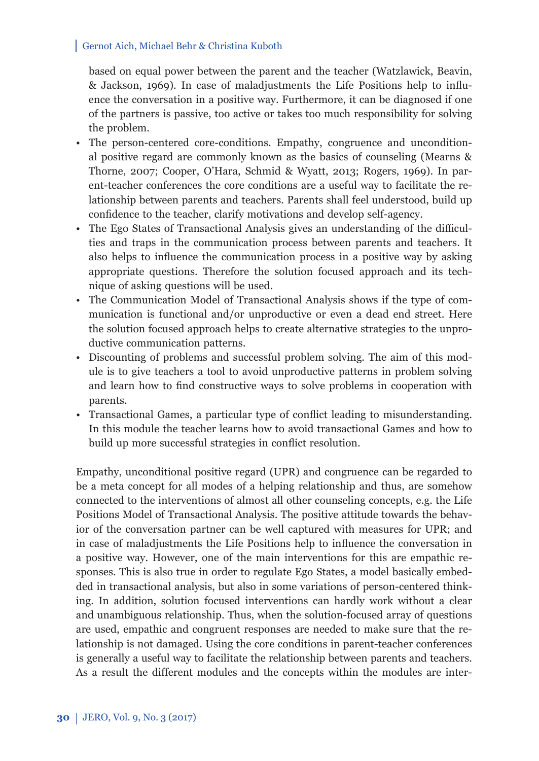based on equal power between the parent and the teacher (Watzlawick, Beavin, & Jackson, 1969). In case of maladjustments the Life Positions help to influence the conversation in a positive way. Furthermore, it can be diagnosed if one of the partners is passive, too active or takes too much responsibility for solving the problem.

- The person-centered core-conditions. Empathy, congruence and unconditional positive regard are commonly known as the basics of counseling (Mearns & Thorne, 2007; Cooper, O'Hara, Schmid & Wyatt, 2013; Rogers, 1969). In parent-teacher conferences the core conditions are a useful way to facilitate the relationship between parents and teachers. Parents shall feel understood, build up confidence to the teacher, clarify motivations and develop self-agency.
- The Ego States of Transactional Analysis gives an understanding of the difficulties and traps in the communication process between parents and teachers. It also helps to influence the communication process in a positive way by asking appropriate questions. Therefore the solution focused approach and its technique of asking questions will be used.
- The Communication Model of Transactional Analysis shows if the type of communication is functional and/or unproductive or even a dead end street. Here the solution focused approach helps to create alternative strategies to the unproductive communication patterns.
- Discounting of problems and successful problem solving. The aim of this module is to give teachers a tool to avoid unproductive patterns in problem solving and learn how to find constructive ways to solve problems in cooperation with parents.
- Transactional Games, a particular type of conflict leading to misunderstanding. In this module the teacher learns how to avoid transactional Games and how to build up more successful strategies in conflict resolution.

Empathy, unconditional positive regard (UPR) and congruence can be regarded to be a meta concept for all modes of a helping relationship and thus, are somehow connected to the interventions of almost all other counseling concepts, e.g. the Life Positions Model of Transactional Analysis. The positive attitude towards the behavior of the conversation partner can be well captured with measures for UPR; and in case of maladjustments the Life Positions help to influence the conversation in a positive way. However, one of the main interventions for this are empathic responses. This is also true in order to regulate Ego States, a model basically embedded in transactional analysis, but also in some variations of person-centered thinking. In addition, solution focused interventions can hardly work without a clear and unambiguous relationship. Thus, when the solution-focused array of questions are used, empathic and congruent responses are needed to make sure that the relationship is not damaged. Using the core conditions in parent-teacher conferences is generally a useful way to facilitate the relationship between parents and teachers. As a result the different modules and the concepts within the modules are inter-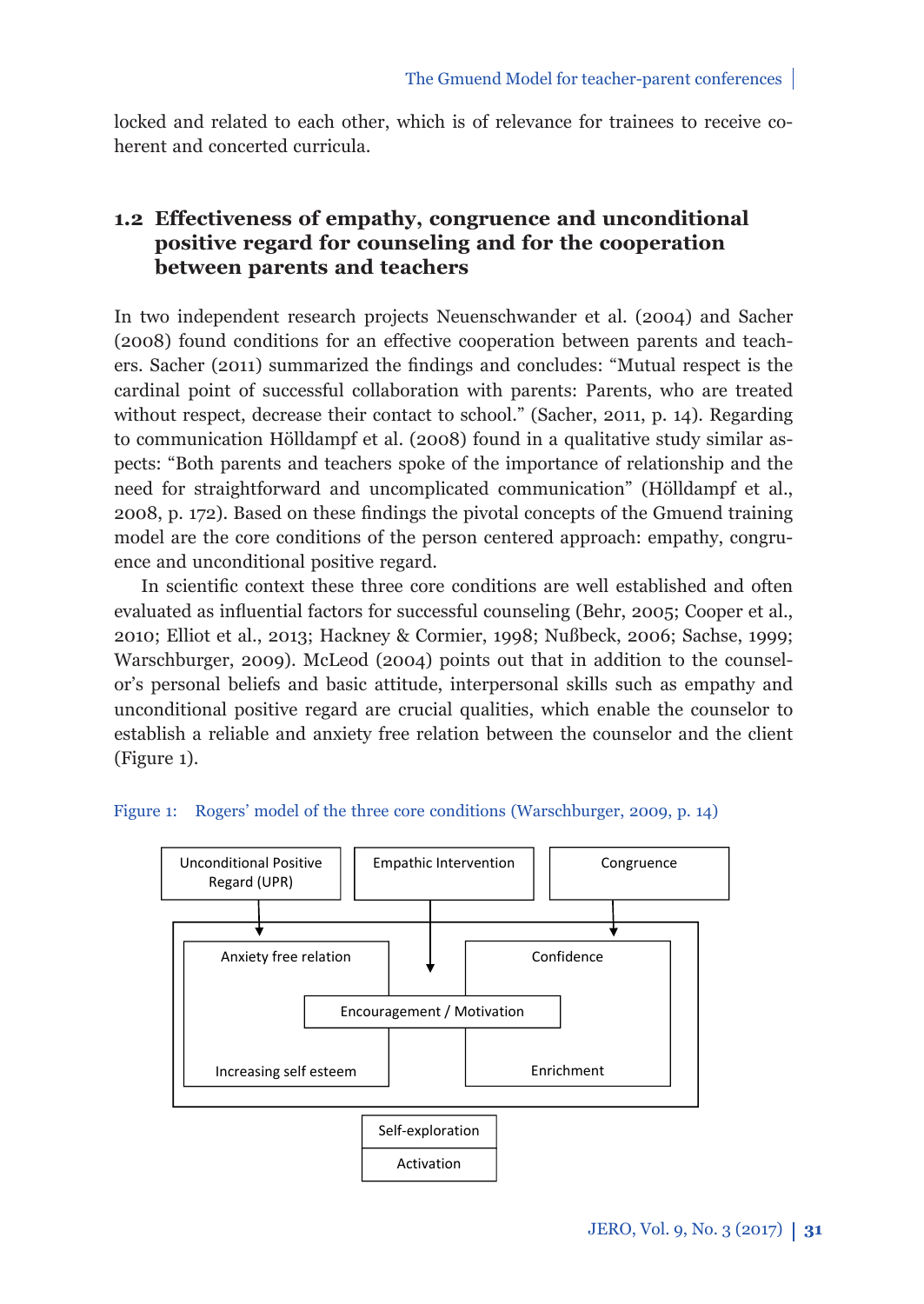locked and related to each other, which is of relevance for trainees to receive coherent and concerted curricula.

## 1.2 Effectiveness of empathy, congruence and unconditional positive regard for counseling and for the cooperation between parents and teachers

In two independent research projects Neuenschwander et al. (2004) and Sacher (2008) found conditions for an effective cooperation between parents and teachers. Sacher (2011) summarized the findings and concludes: "Mutual respect is the cardinal point of successful collaboration with parents: Parents, who are treated without respect, decrease their contact to school." (Sacher, 2011, p. 14). Regarding to communication Hölldampf et al. (2008) found in a qualitative study similar aspects: "Both parents and teachers spoke of the importance of relationship and the need for straightforward and uncomplicated communication" (Hölldampf et al., 2008, p. 172). Based on these findings the pivotal concepts of the Gmuend training model are the core conditions of the person centered approach: empathy, congruence and unconditional positive regard.

In scientific context these three core conditions are well established and often evaluated as influential factors for successful counseling (Behr, 2005; Cooper et al., 2010; Elliot et al., 2013; Hackney & Cormier, 1998; Nußbeck, 2006; Sachse, 1999; Warschburger, 2009). McLeod (2004) points out that in addition to the counselor's personal beliefs and basic attitude, interpersonal skills such as empathy and unconditional positive regard are crucial qualities, which enable the counselor to establish a reliable and anxiety free relation between the counselor and the client (Figure 1).

Figure 1: Rogers' model of the three core conditions (Warschburger, 2009, p. 14)

Unconditional Positive Regard (UPR) | Empathic Intervention | Congruence

Anxiety free relation | Confidence | Encouragement / Motivation | Increasing self esteem | Enrichment

Self-exploration | Activation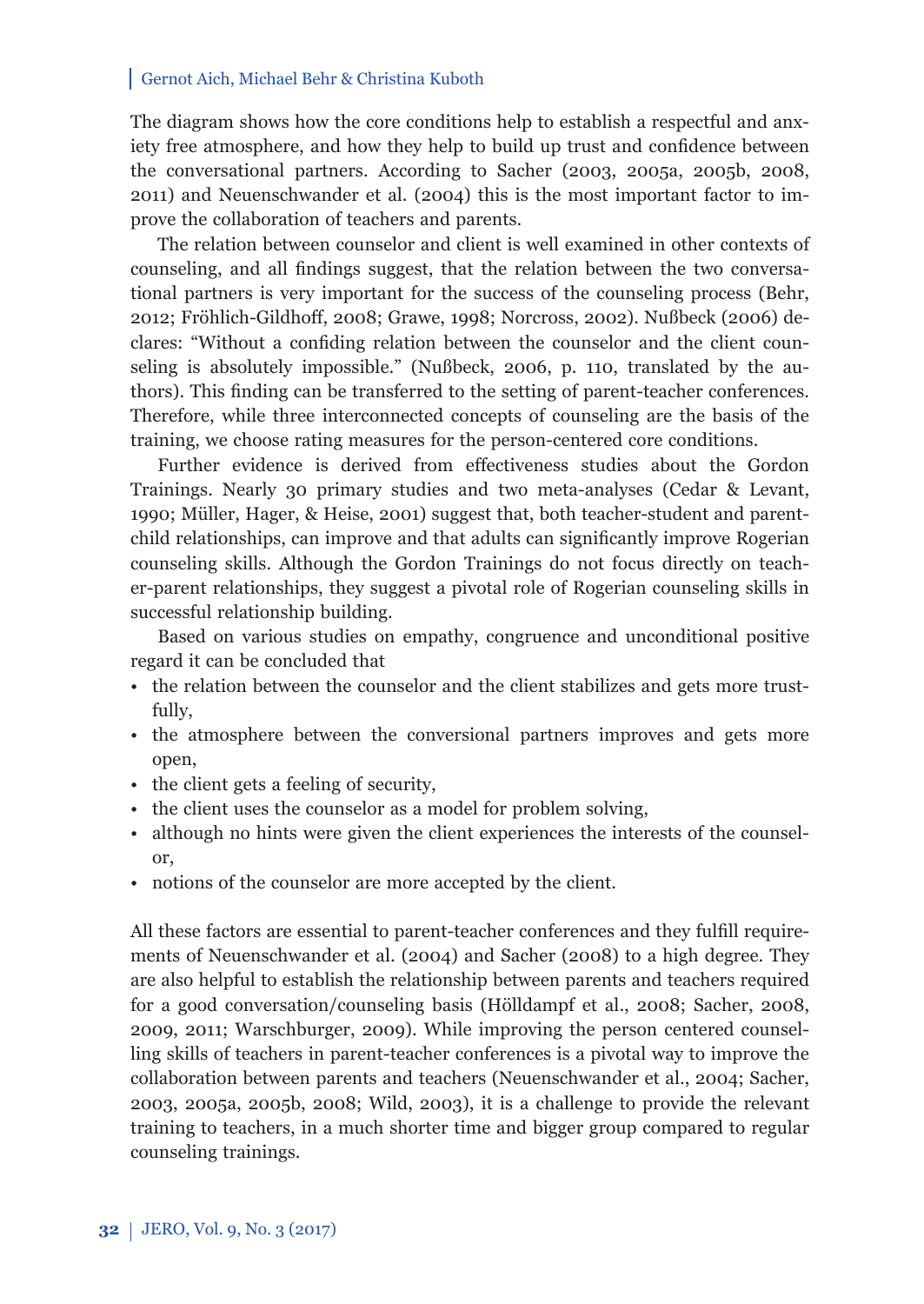The diagram shows how the core conditions help to establish a respectful and anxiety free atmosphere, and how they help to build up trust and confidence between the conversational partners. According to Sacher (2003, 2005a, 2005b, 2008, 2011) and Neuenschwander et al. (2004) this is the most important factor to improve the collaboration of teachers and parents.

The relation between counselor and client is well examined in other contexts of counseling, and all findings suggest, that the relation between the two conversational partners is very important for the success of the counseling process (Behr, 2012; Fröhlich-Gildhoff, 2008; Grawe, 1998; Norcross, 2002). Nußbeck (2006) declares: "Without a confiding relation between the counselor and the client counseling is absolutely impossible." (Nußbeck, 2006, p. 110, translated by the authors). This finding can be transferred to the setting of parent-teacher conferences. Therefore, while three interconnected concepts of counseling are the basis of the training, we choose rating measures for the person-centered core conditions.

Further evidence is derived from effectiveness studies about the Gordon Trainings. Nearly 30 primary studies and two meta-analyses (Cedar & Levant, 1990; Müller, Hager, & Heise, 2001) suggest that, both teacher-student and parent-child relationships, can improve and that adults can significantly improve Rogerian counseling skills. Although the Gordon Trainings do not focus directly on teacher-parent relationships, they suggest a pivotal role of Rogerian counseling skills in successful relationship building.

Based on various studies on empathy, congruence and unconditional positive regard it can be concluded that

- the relation between the counselor and the client stabilizes and gets more trustfully,
- the atmosphere between the conversional partners improves and gets more open,
- the client gets a feeling of security,
- the client uses the counselor as a model for problem solving,
- although no hints were given the client experiences the interests of the counselor,
- notions of the counselor are more accepted by the client.

All these factors are essential to parent-teacher conferences and they fulfill requirements of Neuenschwander et al. (2004) and Sacher (2008) to a high degree. They are also helpful to establish the relationship between parents and teachers required for a good conversation/counseling basis (Hölldampf et al., 2008; Sacher, 2008, 2009, 2011; Warschburger, 2009). While improving the person centered counselling skills of teachers in parent-teacher conferences is a pivotal way to improve the collaboration between parents and teachers (Neuenschwander et al., 2004; Sacher, 2003, 2005a, 2005b, 2008; Wild, 2003), it is a challenge to provide the relevant training to teachers, in a much shorter time and bigger group compared to regular counseling trainings.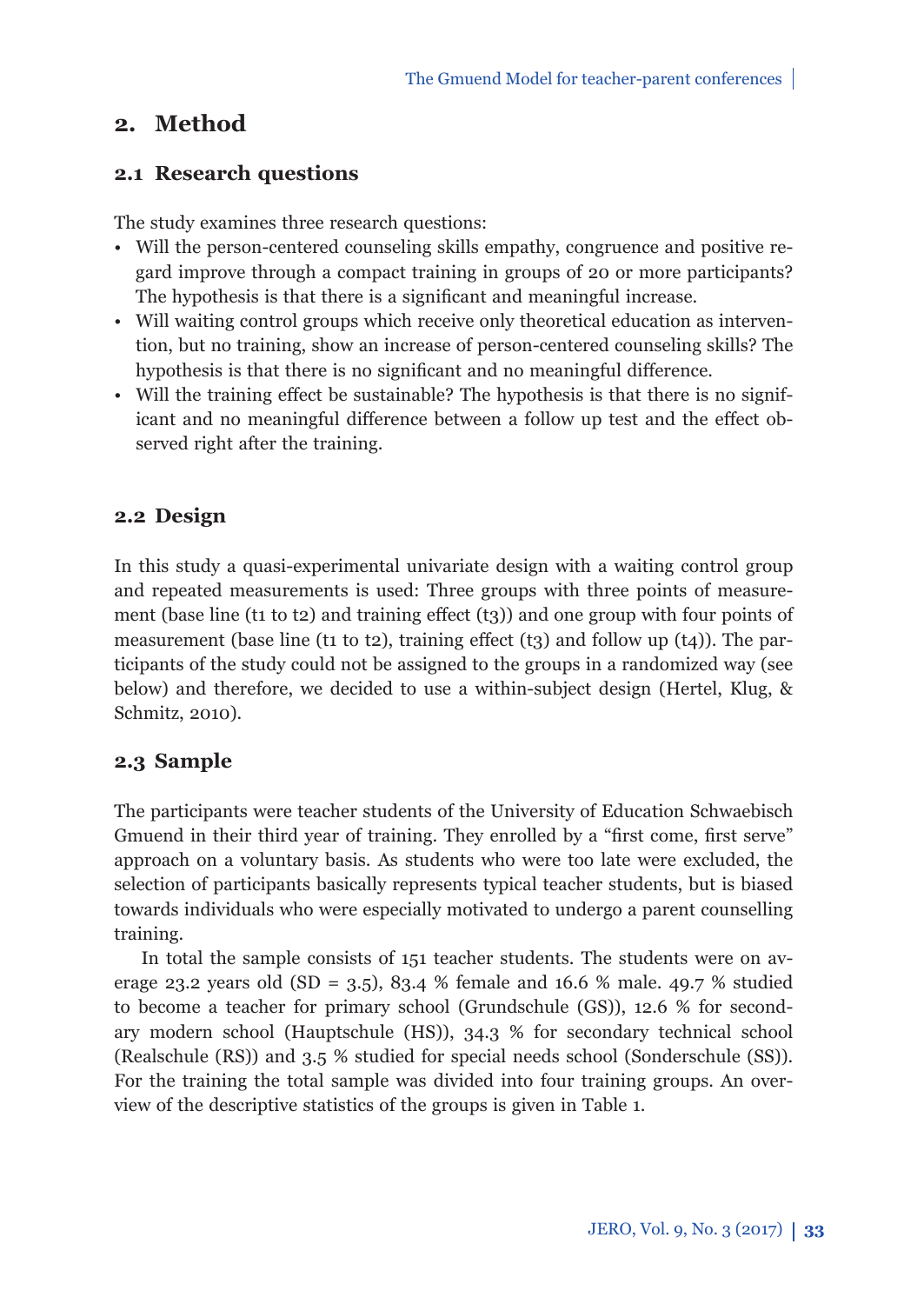## 2. Method

### 2.1 Research questions

The study examines three research questions:

- Will the person-centered counseling skills empathy, congruence and positive regard improve through a compact training in groups of 20 or more participants? The hypothesis is that there is a significant and meaningful increase.
- Will waiting control groups which receive only theoretical education as intervention, but no training, show an increase of person-centered counseling skills? The hypothesis is that there is no significant and no meaningful difference.
- Will the training effect be sustainable? The hypothesis is that there is no significant and no meaningful difference between a follow up test and the effect observed right after the training.

### 2.2 Design

In this study a quasi-experimental univariate design with a waiting control group and repeated measurements is used: Three groups with three points of measurement (base line (t1 to t2) and training effect (t3)) and one group with four points of measurement (base line (t1 to t2), training effect (t3) and follow up (t4)). The participants of the study could not be assigned to the groups in a randomized way (see below) and therefore, we decided to use a within-subject design (Hertel, Klug, & Schmitz, 2010).

### 2.3 Sample

The participants were teacher students of the University of Education Schwaebisch Gmuend in their third year of training. They enrolled by a "first come, first serve" approach on a voluntary basis. As students who were too late were excluded, the selection of participants basically represents typical teacher students, but is biased towards individuals who were especially motivated to undergo a parent counselling training.

In total the sample consists of 151 teacher students. The students were on average 23.2 years old (SD = 3.5), 83.4 % female and 16.6 % male. 49.7 % studied to become a teacher for primary school (Grundschule (GS)), 12.6 % for secondary modern school (Hauptschule (HS)), 34.3 % for secondary technical school (Realschule (RS)) and 3.5 % studied for special needs school (Sonderschule (SS)). For the training the total sample was divided into four training groups. An overview of the descriptive statistics of the groups is given in Table 1.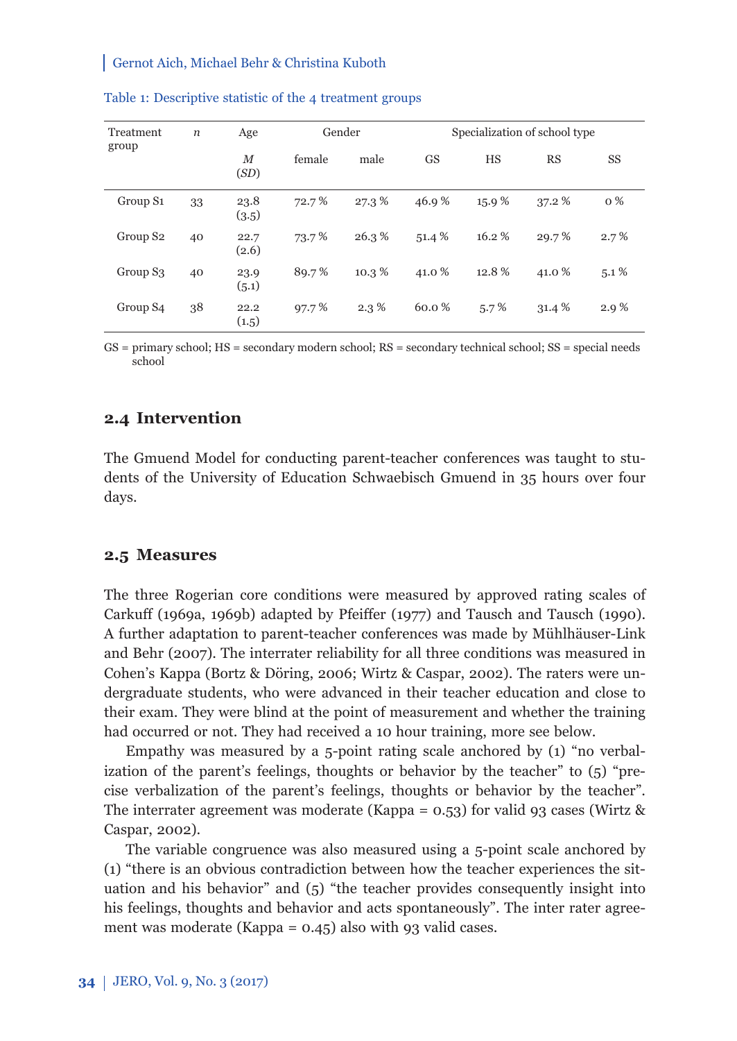Table 1: Descriptive statistic of the 4 treatment groups

| Treatment group | *n* | Age | Gender | | Specialization of school type | | | |
|---|---|---|---|---|---|---|---|---|
| | | *M* (*SD*) | female | male | GS | HS | RS | SS |
| Group S1 | 33 | 23.8 (3.5) | 72.7 % | 27.3 % | 46.9 % | 15.9 % | 37.2 % | 0 % |
| Group S2 | 40 | 22.7 (2.6) | 73.7 % | 26.3 % | 51.4 % | 16.2 % | 29.7 % | 2.7 % |
| Group S3 | 40 | 23.9 (5.1) | 89.7 % | 10.3 % | 41.0 % | 12.8 % | 41.0 % | 5.1 % |
| Group S4 | 38 | 22.2 (1.5) | 97.7 % | 2.3 % | 60.0 % | 5.7 % | 31.4 % | 2.9 % |

GS = primary school; HS = secondary modern school; RS = secondary technical school; SS = special needs school

### 2.4 Intervention

The Gmuend Model for conducting parent-teacher conferences was taught to students of the University of Education Schwaebisch Gmuend in 35 hours over four days.

### 2.5 Measures

The three Rogerian core conditions were measured by approved rating scales of Carkuff (1969a, 1969b) adapted by Pfeiffer (1977) and Tausch and Tausch (1990). A further adaptation to parent-teacher conferences was made by Mühlhäuser-Link and Behr (2007). The interrater reliability for all three conditions was measured in Cohen's Kappa (Bortz & Döring, 2006; Wirtz & Caspar, 2002). The raters were undergraduate students, who were advanced in their teacher education and close to their exam. They were blind at the point of measurement and whether the training had occurred or not. They had received a 10 hour training, more see below.

Empathy was measured by a 5-point rating scale anchored by (1) "no verbalization of the parent's feelings, thoughts or behavior by the teacher" to (5) "precise verbalization of the parent's feelings, thoughts or behavior by the teacher". The interrater agreement was moderate (Kappa = 0.53) for valid 93 cases (Wirtz & Caspar, 2002).

The variable congruence was also measured using a 5-point scale anchored by (1) "there is an obvious contradiction between how the teacher experiences the situation and his behavior" and (5) "the teacher provides consequently insight into his feelings, thoughts and behavior and acts spontaneously". The inter rater agreement was moderate (Kappa = 0.45) also with 93 valid cases.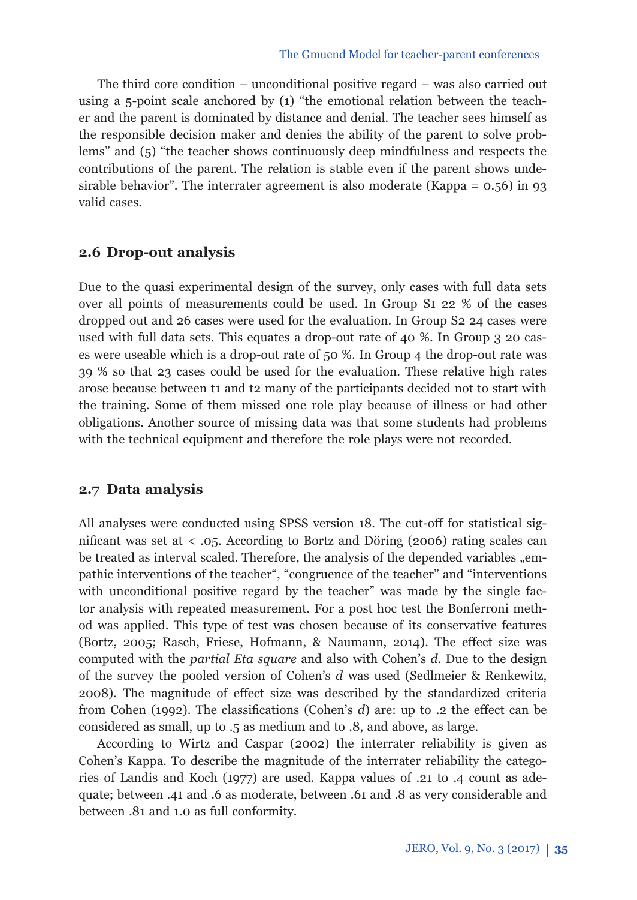The third core condition – unconditional positive regard – was also carried out using a 5-point scale anchored by (1) "the emotional relation between the teacher and the parent is dominated by distance and denial. The teacher sees himself as the responsible decision maker and denies the ability of the parent to solve problems" and (5) "the teacher shows continuously deep mindfulness and respects the contributions of the parent. The relation is stable even if the parent shows undesirable behavior". The interrater agreement is also moderate (Kappa = 0.56) in 93 valid cases.

## 2.6 Drop-out analysis

Due to the quasi experimental design of the survey, only cases with full data sets over all points of measurements could be used. In Group S1 22 % of the cases dropped out and 26 cases were used for the evaluation. In Group S2 24 cases were used with full data sets. This equates a drop-out rate of 40 %. In Group 3 20 cases were useable which is a drop-out rate of 50 %. In Group 4 the drop-out rate was 39 % so that 23 cases could be used for the evaluation. These relative high rates arose because between t1 and t2 many of the participants decided not to start with the training. Some of them missed one role play because of illness or had other obligations. Another source of missing data was that some students had problems with the technical equipment and therefore the role plays were not recorded.

## 2.7 Data analysis

All analyses were conducted using SPSS version 18. The cut-off for statistical significant was set at < .05. According to Bortz and Döring (2006) rating scales can be treated as interval scaled. Therefore, the analysis of the depended variables „empathic interventions of the teacher", "congruence of the teacher" and "interventions with unconditional positive regard by the teacher" was made by the single factor analysis with repeated measurement. For a post hoc test the Bonferroni method was applied. This type of test was chosen because of its conservative features (Bortz, 2005; Rasch, Friese, Hofmann, & Naumann, 2014). The effect size was computed with the *partial Eta square* and also with Cohen's *d*. Due to the design of the survey the pooled version of Cohen's *d* was used (Sedlmeier & Renkewitz, 2008). The magnitude of effect size was described by the standardized criteria from Cohen (1992). The classifications (Cohen's *d*) are: up to .2 the effect can be considered as small, up to .5 as medium and to .8, and above, as large.

According to Wirtz and Caspar (2002) the interrater reliability is given as Cohen's Kappa. To describe the magnitude of the interrater reliability the categories of Landis and Koch (1977) are used. Kappa values of .21 to .4 count as adequate; between .41 and .6 as moderate, between .61 and .8 as very considerable and between .81 and 1.0 as full conformity.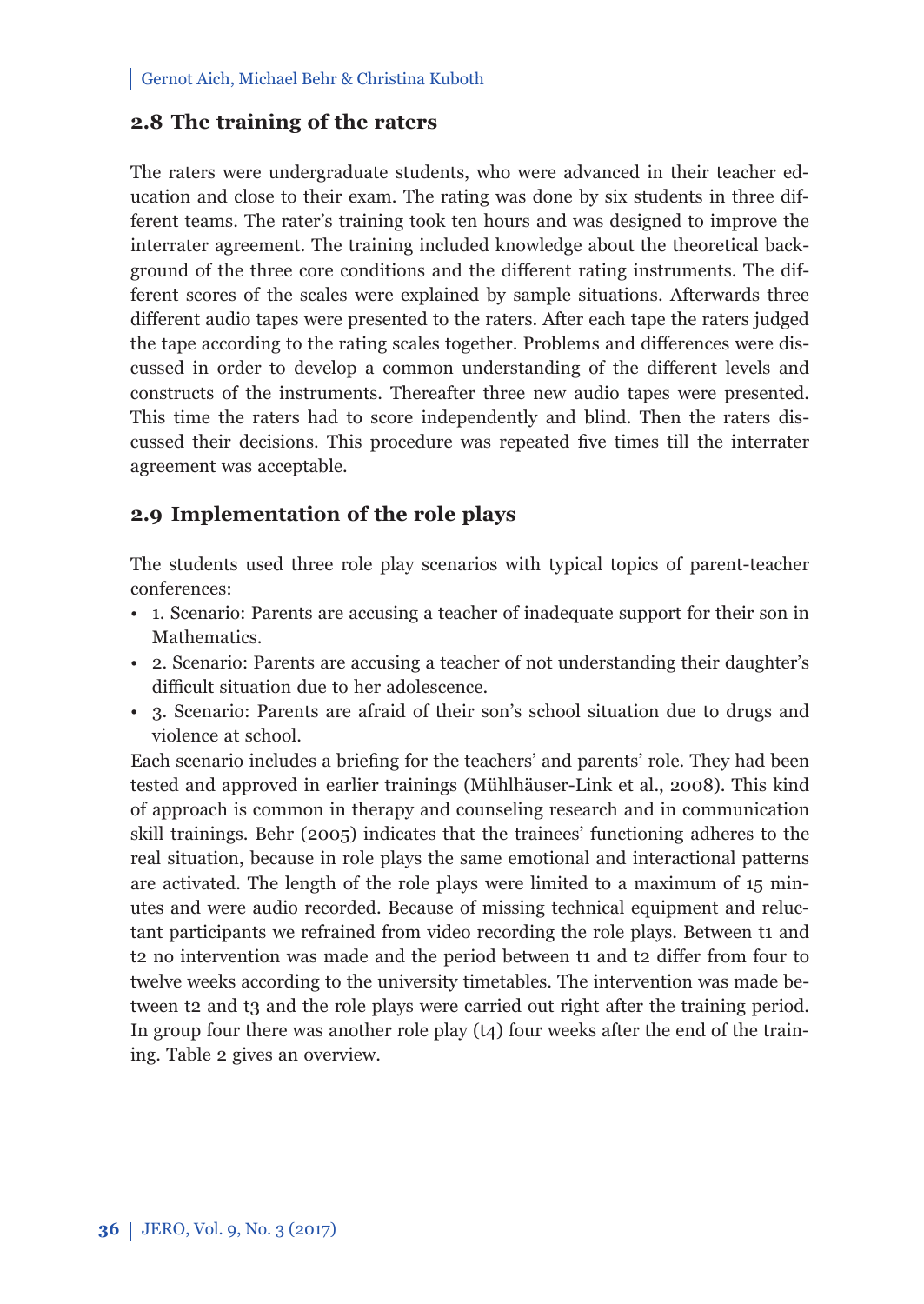## 2.8 The training of the raters

The raters were undergraduate students, who were advanced in their teacher education and close to their exam. The rating was done by six students in three different teams. The rater's training took ten hours and was designed to improve the interrater agreement. The training included knowledge about the theoretical background of the three core conditions and the different rating instruments. The different scores of the scales were explained by sample situations. Afterwards three different audio tapes were presented to the raters. After each tape the raters judged the tape according to the rating scales together. Problems and differences were discussed in order to develop a common understanding of the different levels and constructs of the instruments. Thereafter three new audio tapes were presented. This time the raters had to score independently and blind. Then the raters discussed their decisions. This procedure was repeated five times till the interrater agreement was acceptable.

## 2.9 Implementation of the role plays

The students used three role play scenarios with typical topics of parent-teacher conferences:

- 1. Scenario: Parents are accusing a teacher of inadequate support for their son in Mathematics.
- 2. Scenario: Parents are accusing a teacher of not understanding their daughter's difficult situation due to her adolescence.
- 3. Scenario: Parents are afraid of their son's school situation due to drugs and violence at school.

Each scenario includes a briefing for the teachers' and parents' role. They had been tested and approved in earlier trainings (Mühlhäuser-Link et al., 2008). This kind of approach is common in therapy and counseling research and in communication skill trainings. Behr (2005) indicates that the trainees' functioning adheres to the real situation, because in role plays the same emotional and interactional patterns are activated. The length of the role plays were limited to a maximum of 15 minutes and were audio recorded. Because of missing technical equipment and reluctant participants we refrained from video recording the role plays. Between t1 and t2 no intervention was made and the period between t1 and t2 differ from four to twelve weeks according to the university timetables. The intervention was made between t2 and t3 and the role plays were carried out right after the training period. In group four there was another role play (t4) four weeks after the end of the training. Table 2 gives an overview.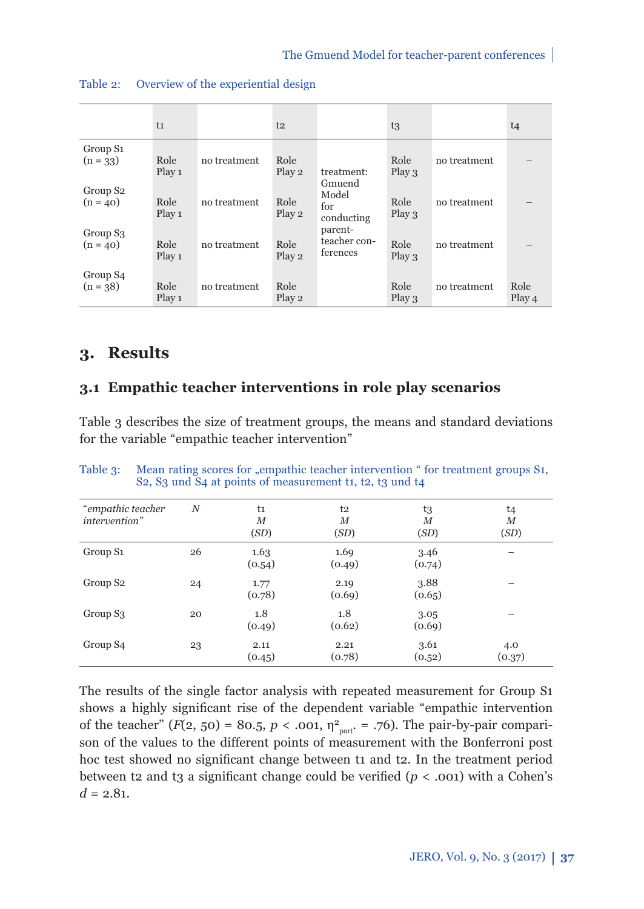Table 2: Overview of the experiential design

| | t1 | | t2 | | t3 | | t4 |
|---|---|---|---|---|---|---|---|
| Group S1 (n = 33) | Role Play 1 | no treatment | Role Play 2 | treatment: Gmuend Model for conducting parent-teacher conferences | Role Play 3 | no treatment | – |
| Group S2 (n = 40) | Role Play 1 | no treatment | Role Play 2 | | Role Play 3 | no treatment | – |
| Group S3 (n = 40) | Role Play 1 | no treatment | Role Play 2 | | Role Play 3 | no treatment | – |
| Group S4 (n = 38) | Role Play 1 | no treatment | Role Play 2 | | Role Play 3 | no treatment | Role Play 4 |

# 3. Results

## 3.1 Empathic teacher interventions in role play scenarios

Table 3 describes the size of treatment groups, the means and standard deviations for the variable "empathic teacher intervention"

Table 3: Mean rating scores for „empathic teacher intervention " for treatment groups S1, S2, S3 und S4 at points of measurement t1, t2, t3 und t4

| *"empathic teacher intervention"* | *N* | t1 *M* (*SD*) | t2 *M* (*SD*) | t3 *M* (*SD*) | t4 *M* (*SD*) |
|---|---|---|---|---|---|
| Group S1 | 26 | 1.63 (0.54) | 1.69 (0.49) | 3.46 (0.74) | – |
| Group S2 | 24 | 1.77 (0.78) | 2.19 (0.69) | 3.88 (0.65) | – |
| Group S3 | 20 | 1.8 (0.49) | 1.8 (0.62) | 3.05 (0.69) | – |
| Group S4 | 23 | 2.11 (0.45) | 2.21 (0.78) | 3.61 (0.52) | 4.0 (0.37) |

The results of the single factor analysis with repeated measurement for Group S1 shows a highly significant rise of the dependent variable "empathic intervention of the teacher" ($F(2, 50) = 80.5$, $p < .001$, $\eta^2_{part.} = .76$). The pair-by-pair comparison of the values to the different points of measurement with the Bonferroni post hoc test showed no significant change between t1 and t2. In the treatment period between t2 and t3 a significant change could be verified ($p < .001$) with a Cohen's $d = 2.81$.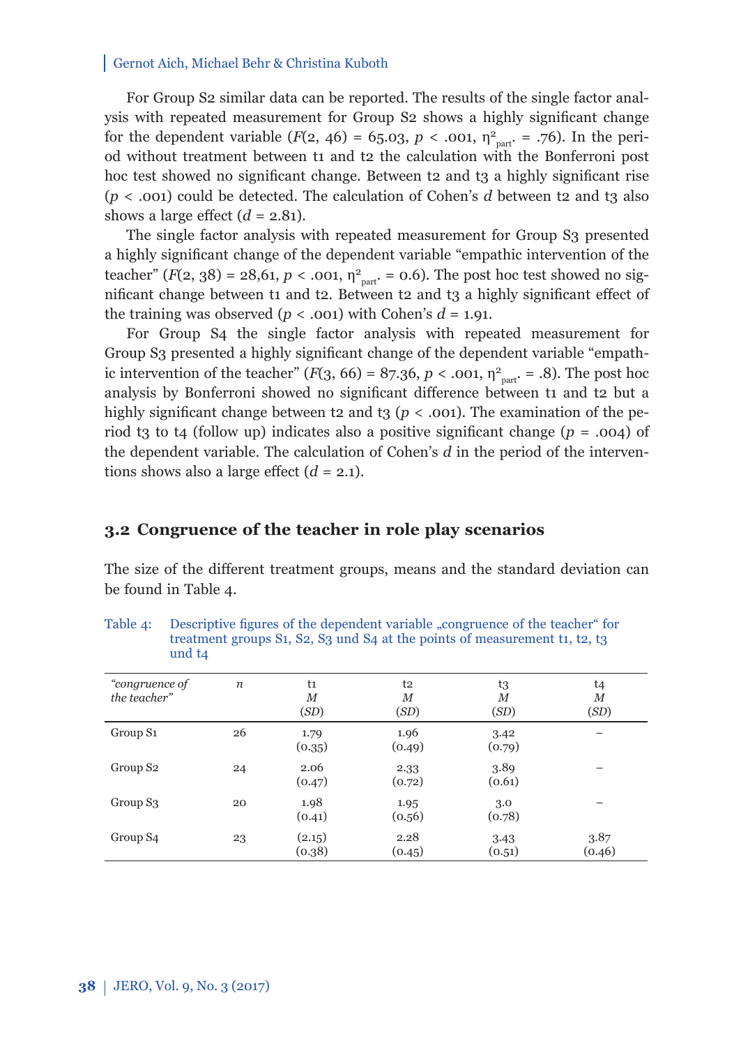For Group S2 similar data can be reported. The results of the single factor analysis with repeated measurement for Group S2 shows a highly significant change for the dependent variable ($F(2, 46) = 65.03$, $p < .001$, $\eta^2_{part.} = .76$). In the period without treatment between t1 and t2 the calculation with the Bonferroni post hoc test showed no significant change. Between t2 and t3 a highly significant rise ($p < .001$) could be detected. The calculation of Cohen's $d$ between t2 and t3 also shows a large effect ($d = 2.81$).

The single factor analysis with repeated measurement for Group S3 presented a highly significant change of the dependent variable "empathic intervention of the teacher" ($F(2, 38) = 28{,}61$, $p < .001$, $\eta^2_{part.} = 0.6$). The post hoc test showed no significant change between t1 and t2. Between t2 and t3 a highly significant effect of the training was observed ($p < .001$) with Cohen's $d = 1.91$.

For Group S4 the single factor analysis with repeated measurement for Group S3 presented a highly significant change of the dependent variable "empathic intervention of the teacher" ($F(3, 66) = 87.36$, $p < .001$, $\eta^2_{part.} = .8$). The post hoc analysis by Bonferroni showed no significant difference between t1 and t2 but a highly significant change between t2 and t3 ($p < .001$). The examination of the period t3 to t4 (follow up) indicates also a positive significant change ($p = .004$) of the dependent variable. The calculation of Cohen's $d$ in the period of the interventions shows also a large effect ($d = 2.1$).

## 3.2 Congruence of the teacher in role play scenarios

The size of the different treatment groups, means and the standard deviation can be found in Table 4.

Table 4: Descriptive figures of the dependent variable „congruence of the teacher" for treatment groups S1, S2, S3 und S4 at the points of measurement t1, t2, t3 und t4

| *"congruence of the teacher"* | *n* | t1 *M* (*SD*) | t2 *M* (*SD*) | t3 *M* (*SD*) | t4 *M* (*SD*) |
|---|---|---|---|---|---|
| Group S1 | 26 | 1.79 (0.35) | 1.96 (0.49) | 3.42 (0.79) | – |
| Group S2 | 24 | 2.06 (0.47) | 2.33 (0.72) | 3.89 (0.61) | – |
| Group S3 | 20 | 1.98 (0.41) | 1.95 (0.56) | 3.0 (0.78) | – |
| Group S4 | 23 | (2.15) (0.38) | 2.28 (0.45) | 3.43 (0.51) | 3.87 (0.46) |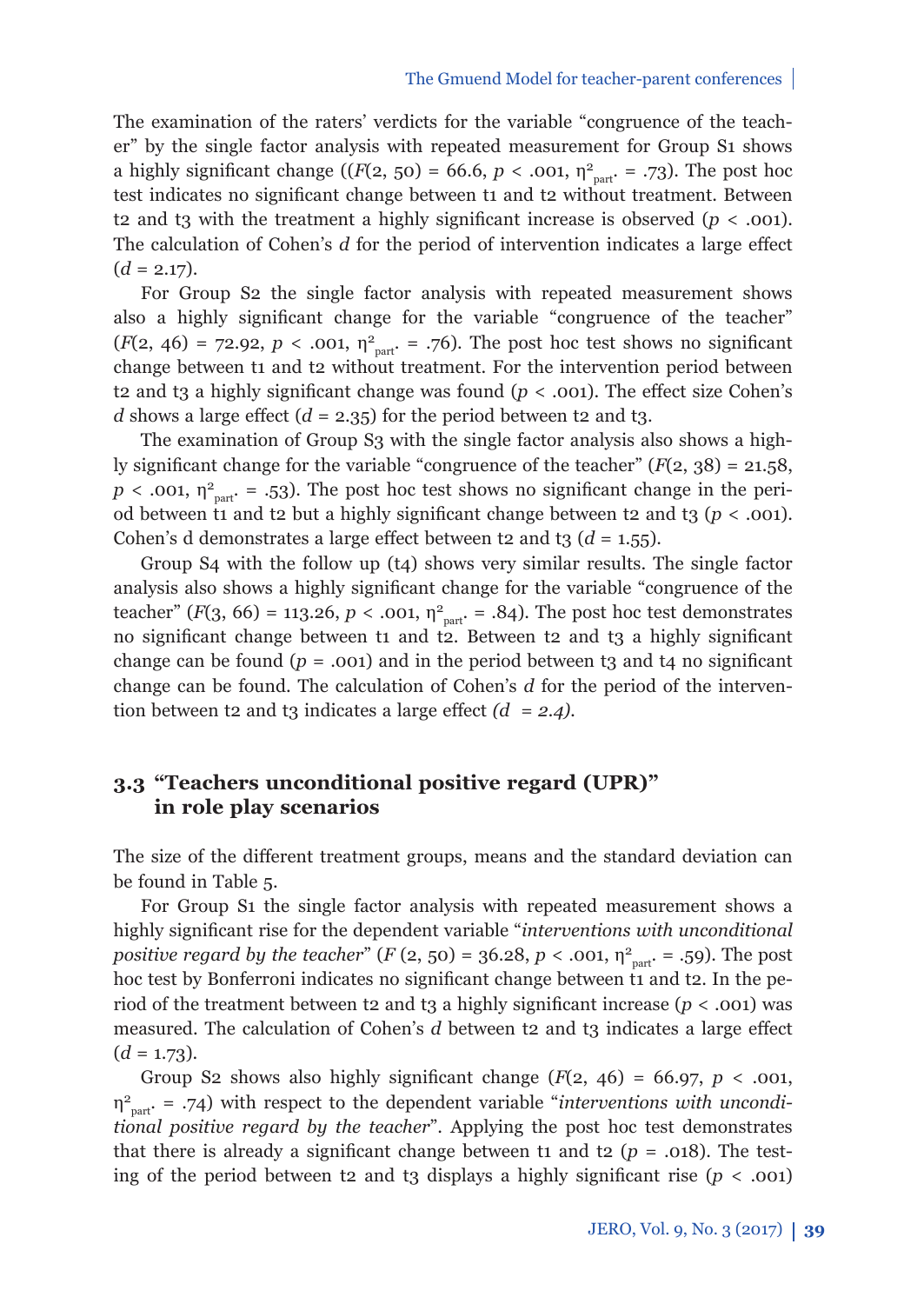The examination of the raters' verdicts for the variable "congruence of the teacher" by the single factor analysis with repeated measurement for Group S1 shows a highly significant change (($F(2, 50) = 66.6$, $p < .001$, $\eta^2_{part.} = .73$). The post hoc test indicates no significant change between t1 and t2 without treatment. Between t2 and t3 with the treatment a highly significant increase is observed ($p < .001$). The calculation of Cohen's $d$ for the period of intervention indicates a large effect ($d = 2.17$).

For Group S2 the single factor analysis with repeated measurement shows also a highly significant change for the variable "congruence of the teacher" ($F(2, 46) = 72.92$, $p < .001$, $\eta^2_{part.} = .76$). The post hoc test shows no significant change between t1 and t2 without treatment. For the intervention period between t2 and t3 a highly significant change was found ($p < .001$). The effect size Cohen's $d$ shows a large effect ($d = 2.35$) for the period between t2 and t3.

The examination of Group S3 with the single factor analysis also shows a highly significant change for the variable "congruence of the teacher" ($F(2, 38) = 21.58$, $p < .001$, $\eta^2_{part.} = .53$). The post hoc test shows no significant change in the period between t1 and t2 but a highly significant change between t2 and t3 ($p < .001$). Cohen's d demonstrates a large effect between t2 and t3 ($d = 1.55$).

Group S4 with the follow up (t4) shows very similar results. The single factor analysis also shows a highly significant change for the variable "congruence of the teacher" ($F(3, 66) = 113.26$, $p < .001$, $\eta^2_{part.} = .84$). The post hoc test demonstrates no significant change between t1 and t2. Between t2 and t3 a highly significant change can be found ($p = .001$) and in the period between t3 and t4 no significant change can be found. The calculation of Cohen's $d$ for the period of the intervention between t2 and t3 indicates a large effect *($d = 2.4$)*.

## 3.3 "Teachers unconditional positive regard (UPR)" in role play scenarios

The size of the different treatment groups, means and the standard deviation can be found in Table 5.

For Group S1 the single factor analysis with repeated measurement shows a highly significant rise for the dependent variable "*interventions with unconditional positive regard by the teacher*" ($F(2, 50) = 36.28$, $p < .001$, $\eta^2_{part.} = .59$). The post hoc test by Bonferroni indicates no significant change between t1 and t2. In the period of the treatment between t2 and t3 a highly significant increase ($p < .001$) was measured. The calculation of Cohen's $d$ between t2 and t3 indicates a large effect ($d = 1.73$).

Group S2 shows also highly significant change ($F(2, 46) = 66.97$, $p < .001$, $\eta^2_{part.} = .74$) with respect to the dependent variable "*interventions with unconditional positive regard by the teacher*". Applying the post hoc test demonstrates that there is already a significant change between t1 and t2 ($p = .018$). The testing of the period between t2 and t3 displays a highly significant rise ($p < .001$)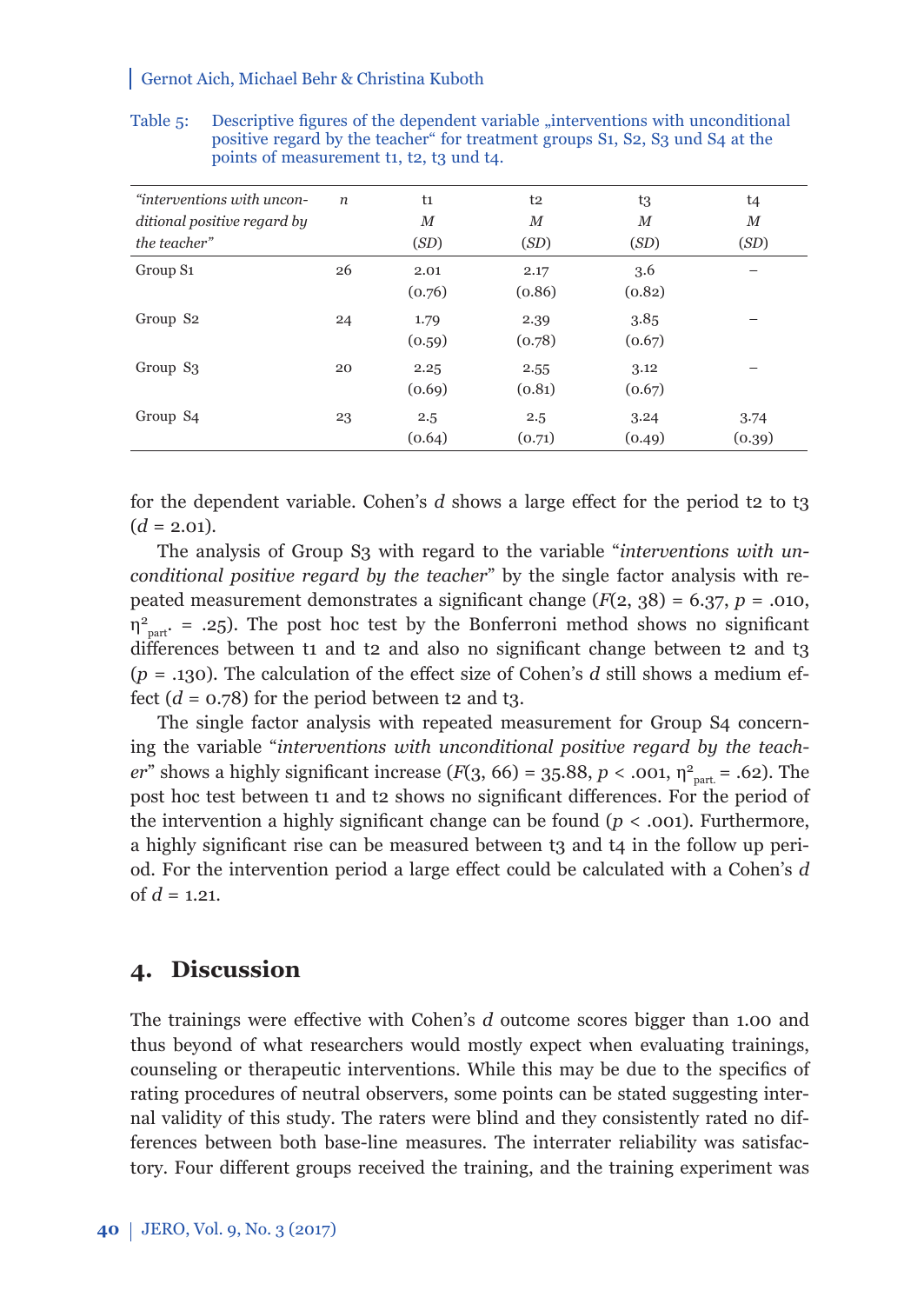Table 5: Descriptive figures of the dependent variable „interventions with unconditional positive regard by the teacher“ for treatment groups S1, S2, S3 und S4 at the points of measurement t1, t2, t3 und t4.

| *"interventions with unconditional positive regard by the teacher"* | *n* | t1 *M* (*SD*) | t2 *M* (*SD*) | t3 *M* (*SD*) | t4 *M* (*SD*) |
|---|---|---|---|---|---|
| Group S1 | 26 | 2.01 (0.76) | 2.17 (0.86) | 3.6 (0.82) | – |
| Group S2 | 24 | 1.79 (0.59) | 2.39 (0.78) | 3.85 (0.67) | – |
| Group S3 | 20 | 2.25 (0.69) | 2.55 (0.81) | 3.12 (0.67) | – |
| Group S4 | 23 | 2.5 (0.64) | 2.5 (0.71) | 3.24 (0.49) | 3.74 (0.39) |

for the dependent variable. Cohen's *d* shows a large effect for the period t2 to t3 ($d = 2.01$).

The analysis of Group S3 with regard to the variable "*interventions with unconditional positive regard by the teacher*" by the single factor analysis with repeated measurement demonstrates a significant change ($F(2, 38) = 6.37$, $p = .010$, $\eta^2_{part.} = .25$). The post hoc test by the Bonferroni method shows no significant differences between t1 and t2 and also no significant change between t2 and t3 ($p = .130$). The calculation of the effect size of Cohen's *d* still shows a medium effect ($d = 0.78$) for the period between t2 and t3.

The single factor analysis with repeated measurement for Group S4 concerning the variable "*interventions with unconditional positive regard by the teacher*" shows a highly significant increase ($F(3, 66) = 35.88$, $p < .001$, $\eta^2_{part.} = .62$). The post hoc test between t1 and t2 shows no significant differences. For the period of the intervention a highly significant change can be found ($p < .001$). Furthermore, a highly significant rise can be measured between t3 and t4 in the follow up period. For the intervention period a large effect could be calculated with a Cohen's *d* of $d = 1.21$.

## 4. Discussion

The trainings were effective with Cohen's *d* outcome scores bigger than 1.00 and thus beyond of what researchers would mostly expect when evaluating trainings, counseling or therapeutic interventions. While this may be due to the specifics of rating procedures of neutral observers, some points can be stated suggesting internal validity of this study. The raters were blind and they consistently rated no differences between both base-line measures. The interrater reliability was satisfactory. Four different groups received the training, and the training experiment was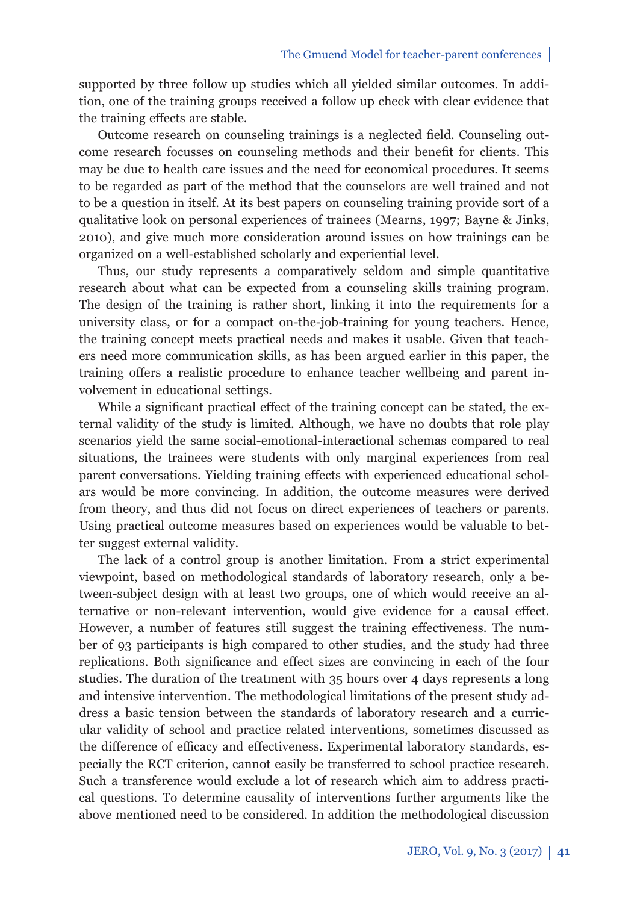supported by three follow up studies which all yielded similar outcomes. In addition, one of the training groups received a follow up check with clear evidence that the training effects are stable.

Outcome research on counseling trainings is a neglected field. Counseling outcome research focusses on counseling methods and their benefit for clients. This may be due to health care issues and the need for economical procedures. It seems to be regarded as part of the method that the counselors are well trained and not to be a question in itself. At its best papers on counseling training provide sort of a qualitative look on personal experiences of trainees (Mearns, 1997; Bayne & Jinks, 2010), and give much more consideration around issues on how trainings can be organized on a well-established scholarly and experiential level.

Thus, our study represents a comparatively seldom and simple quantitative research about what can be expected from a counseling skills training program. The design of the training is rather short, linking it into the requirements for a university class, or for a compact on-the-job-training for young teachers. Hence, the training concept meets practical needs and makes it usable. Given that teachers need more communication skills, as has been argued earlier in this paper, the training offers a realistic procedure to enhance teacher wellbeing and parent involvement in educational settings.

While a significant practical effect of the training concept can be stated, the external validity of the study is limited. Although, we have no doubts that role play scenarios yield the same social-emotional-interactional schemas compared to real situations, the trainees were students with only marginal experiences from real parent conversations. Yielding training effects with experienced educational scholars would be more convincing. In addition, the outcome measures were derived from theory, and thus did not focus on direct experiences of teachers or parents. Using practical outcome measures based on experiences would be valuable to better suggest external validity.

The lack of a control group is another limitation. From a strict experimental viewpoint, based on methodological standards of laboratory research, only a between-subject design with at least two groups, one of which would receive an alternative or non-relevant intervention, would give evidence for a causal effect. However, a number of features still suggest the training effectiveness. The number of 93 participants is high compared to other studies, and the study had three replications. Both significance and effect sizes are convincing in each of the four studies. The duration of the treatment with 35 hours over 4 days represents a long and intensive intervention. The methodological limitations of the present study address a basic tension between the standards of laboratory research and a curricular validity of school and practice related interventions, sometimes discussed as the difference of efficacy and effectiveness. Experimental laboratory standards, especially the RCT criterion, cannot easily be transferred to school practice research. Such a transference would exclude a lot of research which aim to address practical questions. To determine causality of interventions further arguments like the above mentioned need to be considered. In addition the methodological discussion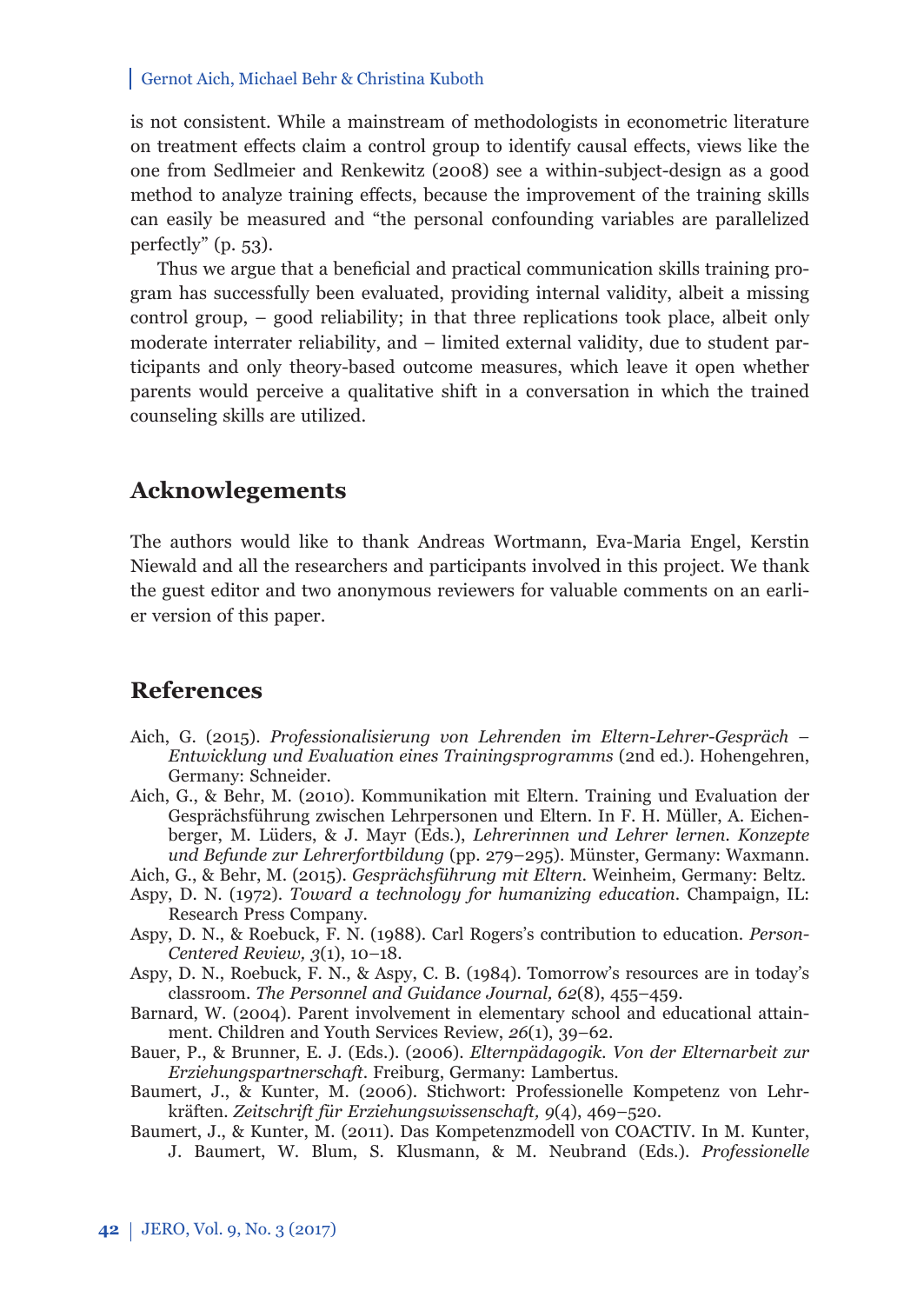is not consistent. While a mainstream of methodologists in econometric literature on treatment effects claim a control group to identify causal effects, views like the one from Sedlmeier and Renkewitz (2008) see a within-subject-design as a good method to analyze training effects, because the improvement of the training skills can easily be measured and "the personal confounding variables are parallelized perfectly" (p. 53).

Thus we argue that a beneficial and practical communication skills training program has successfully been evaluated, providing internal validity, albeit a missing control group, – good reliability; in that three replications took place, albeit only moderate interrater reliability, and – limited external validity, due to student participants and only theory-based outcome measures, which leave it open whether parents would perceive a qualitative shift in a conversation in which the trained counseling skills are utilized.

## Acknowlegements

The authors would like to thank Andreas Wortmann, Eva-Maria Engel, Kerstin Niewald and all the researchers and participants involved in this project. We thank the guest editor and two anonymous reviewers for valuable comments on an earlier version of this paper.

## References

Aich, G. (2015). *Professionalisierung von Lehrenden im Eltern-Lehrer-Gespräch – Entwicklung und Evaluation eines Trainingsprogramms* (2nd ed.). Hohengehren, Germany: Schneider.

Aich, G., & Behr, M. (2010). Kommunikation mit Eltern. Training und Evaluation der Gesprächsführung zwischen Lehrpersonen und Eltern. In F. H. Müller, A. Eichenberger, M. Lüders, & J. Mayr (Eds.), *Lehrerinnen und Lehrer lernen. Konzepte und Befunde zur Lehrerfortbildung* (pp. 279–295). Münster, Germany: Waxmann.

Aich, G., & Behr, M. (2015). *Gesprächsführung mit Eltern*. Weinheim, Germany: Beltz.

Aspy, D. N. (1972). *Toward a technology for humanizing education*. Champaign, IL: Research Press Company.

Aspy, D. N., & Roebuck, F. N. (1988). Carl Rogers's contribution to education. *Person-Centered Review, 3*(1), 10–18.

Aspy, D. N., Roebuck, F. N., & Aspy, C. B. (1984). Tomorrow's resources are in today's classroom. *The Personnel and Guidance Journal, 62*(8), 455–459.

Barnard, W. (2004). Parent involvement in elementary school and educational attainment. Children and Youth Services Review, *26*(1), 39–62.

Bauer, P., & Brunner, E. J. (Eds.). (2006). *Elternpädagogik. Von der Elternarbeit zur Erziehungspartnerschaft*. Freiburg, Germany: Lambertus.

Baumert, J., & Kunter, M. (2006). Stichwort: Professionelle Kompetenz von Lehrkräften. *Zeitschrift für Erziehungswissenschaft, 9*(4), 469–520.

Baumert, J., & Kunter, M. (2011). Das Kompetenzmodell von COACTIV. In M. Kunter, J. Baumert, W. Blum, S. Klusmann, & M. Neubrand (Eds.). *Professionelle*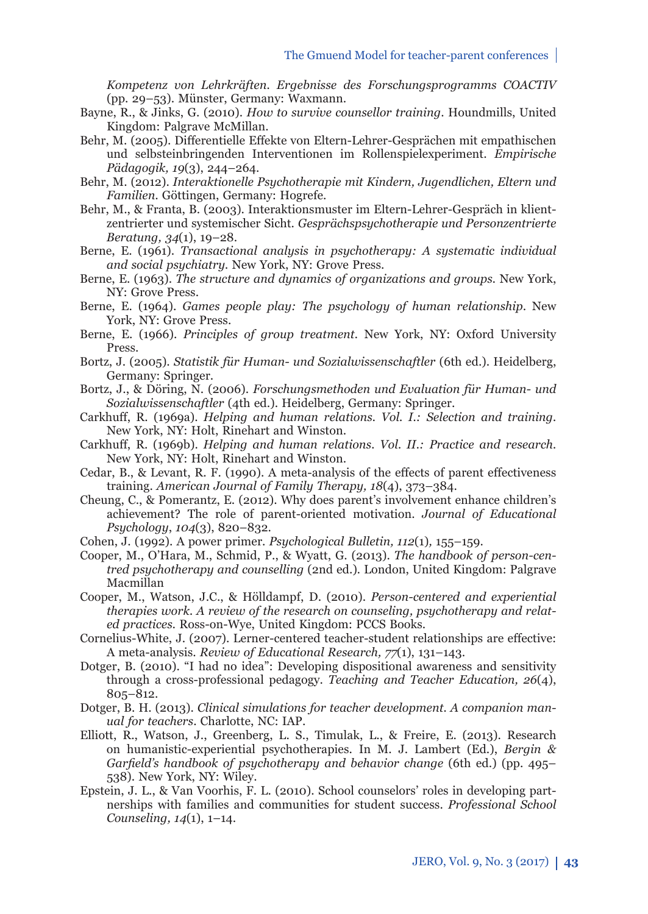*Kompetenz von Lehrkräften. Ergebnisse des Forschungsprogramms COACTIV* (pp. 29–53). Münster, Germany: Waxmann.

Bayne, R., & Jinks, G. (2010). *How to survive counsellor training*. Houndmills, United Kingdom: Palgrave McMillan.

Behr, M. (2005). Differentielle Effekte von Eltern-Lehrer-Gesprächen mit empathischen und selbsteinbringenden Interventionen im Rollenspielexperiment. *Empirische Pädagogik, 19*(3), 244–264.

Behr, M. (2012). *Interaktionelle Psychotherapie mit Kindern, Jugendlichen, Eltern und Familien*. Göttingen, Germany: Hogrefe.

Behr, M., & Franta, B. (2003). Interaktionsmuster im Eltern-Lehrer-Gespräch in klientzentrierter und systemischer Sicht. *Gesprächspsychotherapie und Personzentrierte Beratung, 34*(1), 19–28.

Berne, E. (1961). *Transactional analysis in psychotherapy: A systematic individual and social psychiatry*. New York, NY: Grove Press.

Berne, E. (1963). *The structure and dynamics of organizations and groups*. New York, NY: Grove Press.

Berne, E. (1964). *Games people play: The psychology of human relationship*. New York, NY: Grove Press.

Berne, E. (1966). *Principles of group treatment*. New York, NY: Oxford University Press.

Bortz, J. (2005). *Statistik für Human- und Sozialwissenschaftler* (6th ed.). Heidelberg, Germany: Springer.

Bortz, J., & Döring, N. (2006). *Forschungsmethoden und Evaluation für Human- und Sozialwissenschaftler* (4th ed.). Heidelberg, Germany: Springer.

Carkhuff, R. (1969a). *Helping and human relations. Vol. I.: Selection and training*. New York, NY: Holt, Rinehart and Winston.

Carkhuff, R. (1969b). *Helping and human relations. Vol. II.: Practice and research*. New York, NY: Holt, Rinehart and Winston.

Cedar, B., & Levant, R. F. (1990). A meta-analysis of the effects of parent effectiveness training. *American Journal of Family Therapy, 18*(4), 373–384.

Cheung, C., & Pomerantz, E. (2012). Why does parent's involvement enhance children's achievement? The role of parent-oriented motivation. *Journal of Educational Psychology*, *104*(3), 820–832.

Cohen, J. (1992). A power primer. *Psychological Bulletin, 112*(1), 155–159.

Cooper, M., O'Hara, M., Schmid, P., & Wyatt, G. (2013). *The handbook of person-centred psychotherapy and counselling* (2nd ed.). London, United Kingdom: Palgrave Macmillan

Cooper, M., Watson, J.C., & Hölldampf, D. (2010). *Person-centered and experiential therapies work. A review of the research on counseling, psychotherapy and related practices*. Ross-on-Wye, United Kingdom: PCCS Books.

Cornelius-White, J. (2007). Lerner-centered teacher-student relationships are effective: A meta-analysis. *Review of Educational Research, 77*(1), 131–143.

Dotger, B. (2010). "I had no idea": Developing dispositional awareness and sensitivity through a cross-professional pedagogy. *Teaching and Teacher Education, 26*(4), 805–812.

Dotger, B. H. (2013). *Clinical simulations for teacher development. A companion manual for teachers*. Charlotte, NC: IAP.

Elliott, R., Watson, J., Greenberg, L. S., Timulak, L., & Freire, E. (2013). Research on humanistic-experiential psychotherapies. In M. J. Lambert (Ed.), *Bergin & Garfield's handbook of psychotherapy and behavior change* (6th ed.) (pp. 495–538). New York, NY: Wiley.

Epstein, J. L., & Van Voorhis, F. L. (2010). School counselors' roles in developing partnerships with families and communities for student success. *Professional School Counseling, 14*(1), 1–14.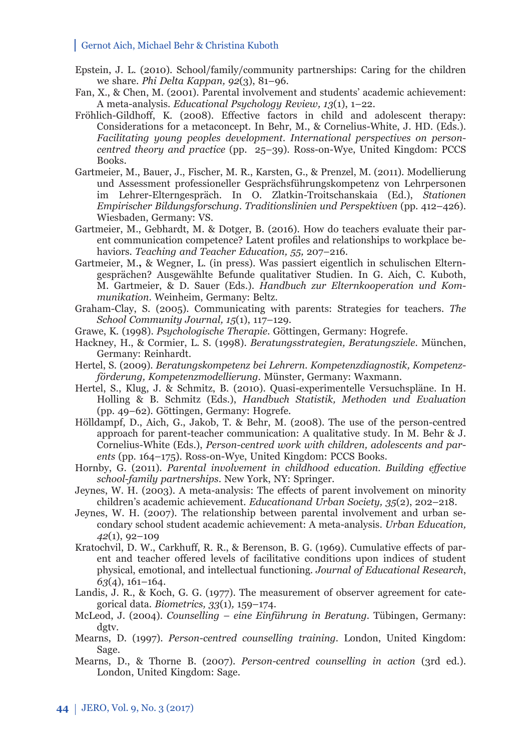Epstein, J. L. (2010). School/family/community partnerships: Caring for the children we share. *Phi Delta Kappan, 92*(3), 81–96.

Fan, X., & Chen, M. (2001). Parental involvement and students' academic achievement: A meta-analysis. *Educational Psychology Review, 13*(1), 1–22.

Fröhlich-Gildhoff, K. (2008). Effective factors in child and adolescent therapy: Considerations for a metaconcept. In Behr, M., & Cornelius-White, J. HD. (Eds.). *Facilitating young peoples development. International perspectives on person-centred theory and practice* (pp. 25–39). Ross-on-Wye, United Kingdom: PCCS Books.

Gartmeier, M., Bauer, J., Fischer, M. R., Karsten, G., & Prenzel, M. (2011). Modellierung und Assessment professioneller Gesprächsführungskompetenz von Lehrpersonen im Lehrer-Elterngespräch. In O. Zlatkin-Troitschanskaia (Ed.), *Stationen Empirischer Bildungsforschung. Traditionslinien und Perspektiven* (pp. 412–426). Wiesbaden, Germany: VS.

Gartmeier, M., Gebhardt, M. & Dotger, B. (2016). How do teachers evaluate their parent communication competence? Latent profiles and relationships to workplace behaviors. *Teaching and Teacher Education, 55,* 207–216.

Gartmeier, M., & Wegner, L. (in press). Was passiert eigentlich in schulischen Elterngesprächen? Ausgewählte Befunde qualitativer Studien. In G. Aich, C. Kuboth, M. Gartmeier, & D. Sauer (Eds.). *Handbuch zur Elternkooperation und Kommunikation.* Weinheim, Germany: Beltz.

Graham-Clay, S. (2005). Communicating with parents: Strategies for teachers. *The School Community Journal, 15*(1), 117–129.

Grawe, K. (1998). *Psychologische Therapie.* Göttingen, Germany: Hogrefe.

Hackney, H., & Cormier, L. S. (1998). *Beratungsstrategien, Beratungsziele.* München, Germany: Reinhardt.

Hertel, S. (2009). *Beratungskompetenz bei Lehrern. Kompetenzdiagnostik, Kompetenzförderung, Kompetenzmodellierung.* Münster, Germany: Waxmann.

Hertel, S., Klug, J. & Schmitz, B. (2010). Quasi-experimentelle Versuchspläne. In H. Holling & B. Schmitz (Eds.), *Handbuch Statistik, Methoden und Evaluation* (pp. 49–62). Göttingen, Germany: Hogrefe.

Hölldampf, D., Aich, G., Jakob, T. & Behr, M. (2008). The use of the person-centred approach for parent-teacher communication: A qualitative study. In M. Behr & J. Cornelius-White (Eds.), *Person-centred work with children, adolescents and parents* (pp. 164–175). Ross-on-Wye, United Kingdom: PCCS Books.

Hornby, G. (2011). *Parental involvement in childhood education. Building effective school-family partnerships.* New York, NY: Springer.

Jeynes, W. H. (2003). A meta-analysis: The effects of parent involvement on minority children's academic achievement. *Educationand Urban Society, 35*(2), 202–218.

Jeynes, W. H. (2007). The relationship between parental involvement and urban secondary school student academic achievement: A meta-analysis. *Urban Education, 42*(1), 92–109

Kratochvil, D. W., Carkhuff, R. R., & Berenson, B. G. (1969). Cumulative effects of parent and teacher offered levels of facilitative conditions upon indices of student physical, emotional, and intellectual functioning. *Journal of Educational Research*, *63*(4), 161–164.

Landis, J. R., & Koch, G. G. (1977). The measurement of observer agreement for categorical data. *Biometrics, 33*(1)*,* 159–174.

McLeod, J. (2004). *Counselling – eine Einführung in Beratung.* Tübingen, Germany: dgtv.

Mearns, D. (1997). *Person-centred counselling training.* London, United Kingdom: Sage.

Mearns, D., & Thorne B. (2007). *Person-centred counselling in action* (3rd ed.). London, United Kingdom: Sage.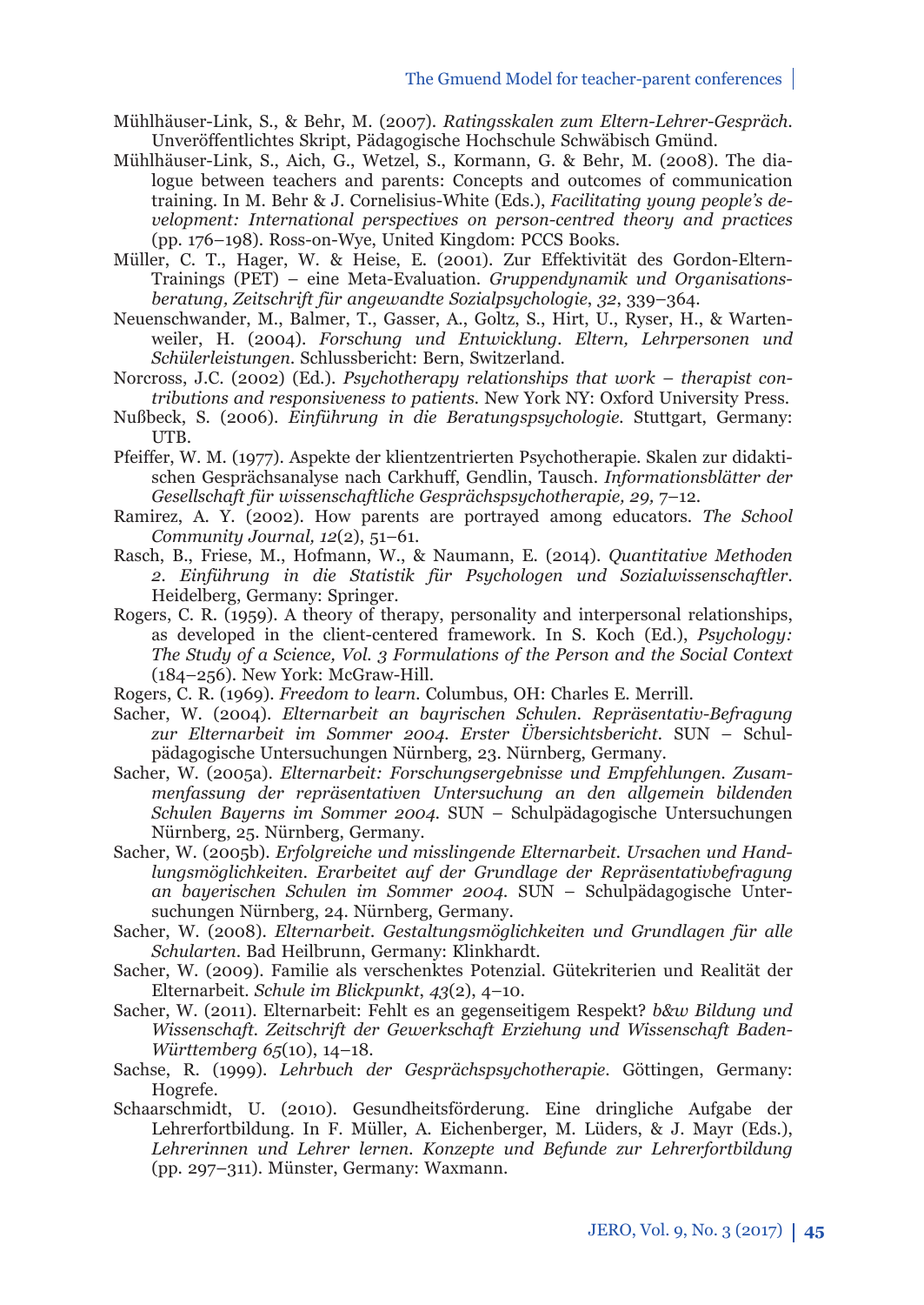Mühlhäuser-Link, S., & Behr, M. (2007). *Ratingsskalen zum Eltern-Lehrer-Gespräch.* Unveröffentlichtes Skript, Pädagogische Hochschule Schwäbisch Gmünd.

Mühlhäuser-Link, S., Aich, G., Wetzel, S., Kormann, G. & Behr, M. (2008). The dialogue between teachers and parents: Concepts and outcomes of communication training. In M. Behr & J. Cornelisius-White (Eds.), *Facilitating young people's development: International perspectives on person-centred theory and practices* (pp. 176–198). Ross-on-Wye, United Kingdom: PCCS Books.

Müller, C. T., Hager, W. & Heise, E. (2001). Zur Effektivität des Gordon-Eltern-Trainings (PET) – eine Meta-Evaluation. *Gruppendynamik und Organisationsberatung, Zeitschrift für angewandte Sozialpsychologie*, *32*, 339–364.

Neuenschwander, M., Balmer, T., Gasser, A., Goltz, S., Hirt, U., Ryser, H., & Wartenweiler, H. (2004). *Forschung und Entwicklung. Eltern, Lehrpersonen und Schülerleistungen.* Schlussbericht: Bern, Switzerland.

Norcross, J.C. (2002) (Ed.). *Psychotherapy relationships that work – therapist contributions and responsiveness to patients.* New York NY: Oxford University Press.

Nußbeck, S. (2006). *Einführung in die Beratungspsychologie.* Stuttgart, Germany: UTB.

Pfeiffer, W. M. (1977). Aspekte der klientzentrierten Psychotherapie. Skalen zur didaktischen Gesprächsanalyse nach Carkhuff, Gendlin, Tausch. *Informationsblätter der Gesellschaft für wissenschaftliche Gesprächspsychotherapie, 29,* 7–12.

Ramirez, A. Y. (2002). How parents are portrayed among educators. *The School Community Journal, 12*(2), 51–61.

Rasch, B., Friese, M., Hofmann, W., & Naumann, E. (2014). *Quantitative Methoden 2. Einführung in die Statistik für Psychologen und Sozialwissenschaftler.* Heidelberg, Germany: Springer.

Rogers, C. R. (1959). A theory of therapy, personality and interpersonal relationships, as developed in the client-centered framework. In S. Koch (Ed.), *Psychology: The Study of a Science, Vol. 3 Formulations of the Person and the Social Context* (184–256). New York: McGraw-Hill.

Rogers, C. R. (1969). *Freedom to learn.* Columbus, OH: Charles E. Merrill.

Sacher, W. (2004). *Elternarbeit an bayrischen Schulen. Repräsentativ-Befragung zur Elternarbeit im Sommer 2004. Erster Übersichtsbericht.* SUN – Schulpädagogische Untersuchungen Nürnberg, 23. Nürnberg, Germany.

Sacher, W. (2005a). *Elternarbeit: Forschungsergebnisse und Empfehlungen. Zusammenfassung der repräsentativen Untersuchung an den allgemein bildenden Schulen Bayerns im Sommer 2004.* SUN – Schulpädagogische Untersuchungen Nürnberg, 25. Nürnberg, Germany.

Sacher, W. (2005b). *Erfolgreiche und misslingende Elternarbeit. Ursachen und Handlungsmöglichkeiten. Erarbeitet auf der Grundlage der Repräsentativbefragung an bayerischen Schulen im Sommer 2004.* SUN – Schulpädagogische Untersuchungen Nürnberg, 24. Nürnberg, Germany.

Sacher, W. (2008). *Elternarbeit. Gestaltungsmöglichkeiten und Grundlagen für alle Schularten.* Bad Heilbrunn, Germany: Klinkhardt.

Sacher, W. (2009). Familie als verschenktes Potenzial. Gütekriterien und Realität der Elternarbeit. *Schule im Blickpunkt*, *43*(2), 4–10.

Sacher, W. (2011). Elternarbeit: Fehlt es an gegenseitigem Respekt? *b&w Bildung und Wissenschaft. Zeitschrift der Gewerkschaft Erziehung und Wissenschaft Baden-Württemberg 65*(10), 14–18.

Sachse, R. (1999). *Lehrbuch der Gesprächspsychotherapie.* Göttingen, Germany: Hogrefe.

Schaarschmidt, U. (2010). Gesundheitsförderung. Eine dringliche Aufgabe der Lehrerfortbildung. In F. Müller, A. Eichenberger, M. Lüders, & J. Mayr (Eds.), *Lehrerinnen und Lehrer lernen. Konzepte und Befunde zur Lehrerfortbildung* (pp. 297–311). Münster, Germany: Waxmann.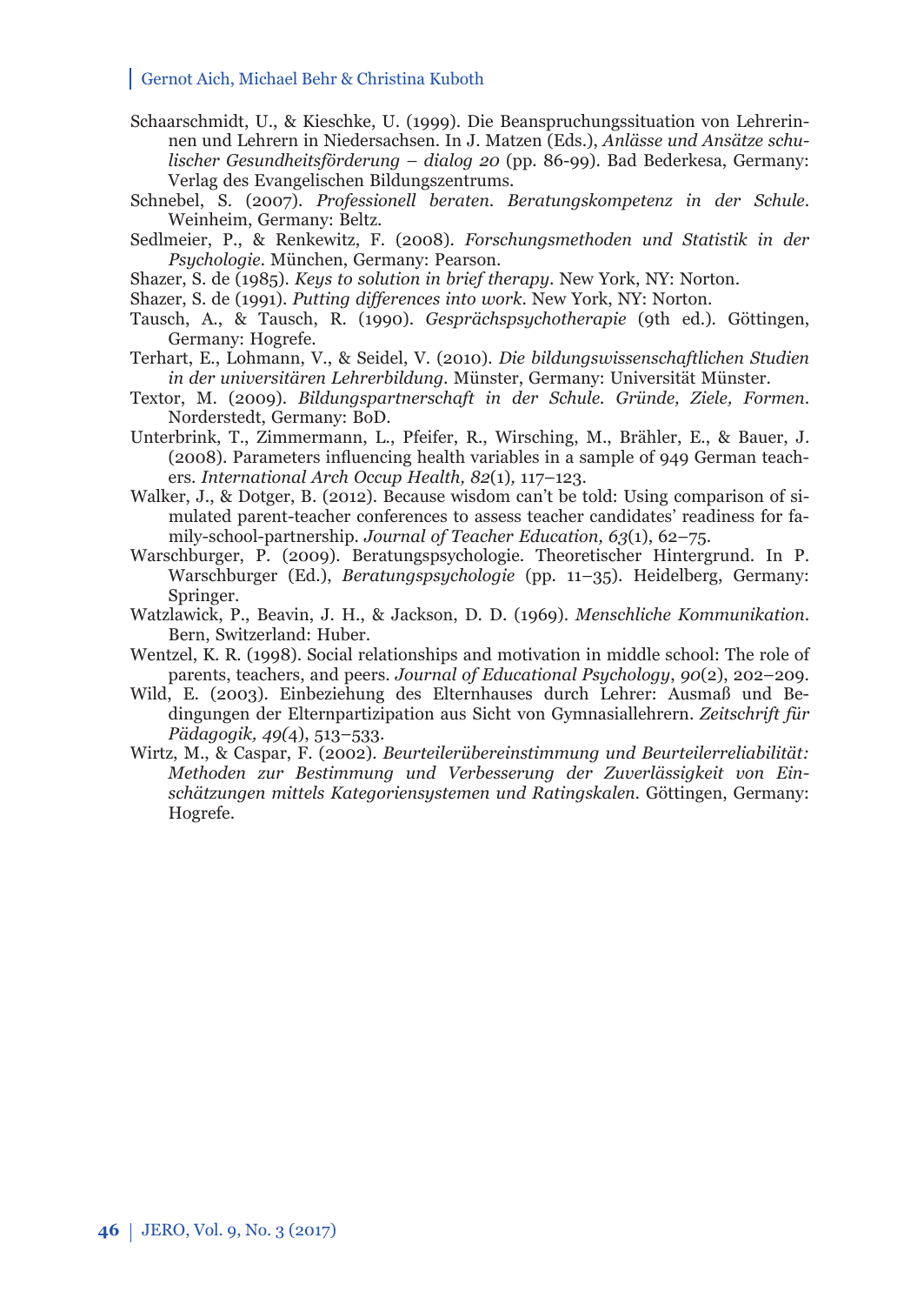Schaarschmidt, U., & Kieschke, U. (1999). Die Beanspruchungssituation von Lehrerinnen und Lehrern in Niedersachsen. In J. Matzen (Eds.), *Anlässe und Ansätze schulischer Gesundheitsförderung – dialog 20* (pp. 86-99). Bad Bederkesa, Germany: Verlag des Evangelischen Bildungszentrums.

Schnebel, S. (2007). *Professionell beraten. Beratungskompetenz in der Schule*. Weinheim, Germany: Beltz.

Sedlmeier, P., & Renkewitz, F. (2008). *Forschungsmethoden und Statistik in der Psychologie*. München, Germany: Pearson.

Shazer, S. de (1985). *Keys to solution in brief therapy*. New York, NY: Norton.

Shazer, S. de (1991). *Putting differences into work*. New York, NY: Norton.

Tausch, A., & Tausch, R. (1990). *Gesprächspsychotherapie* (9th ed.). Göttingen, Germany: Hogrefe.

Terhart, E., Lohmann, V., & Seidel, V. (2010). *Die bildungswissenschaftlichen Studien in der universitären Lehrerbildung*. Münster, Germany: Universität Münster.

Textor, M. (2009). *Bildungspartnerschaft in der Schule. Gründe, Ziele, Formen*. Norderstedt, Germany: BoD.

Unterbrink, T., Zimmermann, L., Pfeifer, R., Wirsching, M., Brähler, E., & Bauer, J. (2008). Parameters influencing health variables in a sample of 949 German teachers. *International Arch Occup Health, 82*(1), 117–123.

Walker, J., & Dotger, B. (2012). Because wisdom can't be told: Using comparison of simulated parent-teacher conferences to assess teacher candidates' readiness for family-school-partnership. *Journal of Teacher Education, 63*(1), 62–75.

Warschburger, P. (2009). Beratungspsychologie. Theoretischer Hintergrund. In P. Warschburger (Ed.), *Beratungspsychologie* (pp. 11–35). Heidelberg, Germany: Springer.

Watzlawick, P., Beavin, J. H., & Jackson, D. D. (1969). *Menschliche Kommunikation*. Bern, Switzerland: Huber.

Wentzel, K. R. (1998). Social relationships and motivation in middle school: The role of parents, teachers, and peers. *Journal of Educational Psychology*, *90*(2), 202–209.

Wild, E. (2003). Einbeziehung des Elternhauses durch Lehrer: Ausmaß und Bedingungen der Elternpartizipation aus Sicht von Gymnasiallehrern. *Zeitschrift für Pädagogik, 49*(4), 513–533.

Wirtz, M., & Caspar, F. (2002). *Beurteilerübereinstimmung und Beurteilerreliabilität: Methoden zur Bestimmung und Verbesserung der Zuverlässigkeit von Einschätzungen mittels Kategoriensystemen und Ratingskalen*. Göttingen, Germany: Hogrefe.